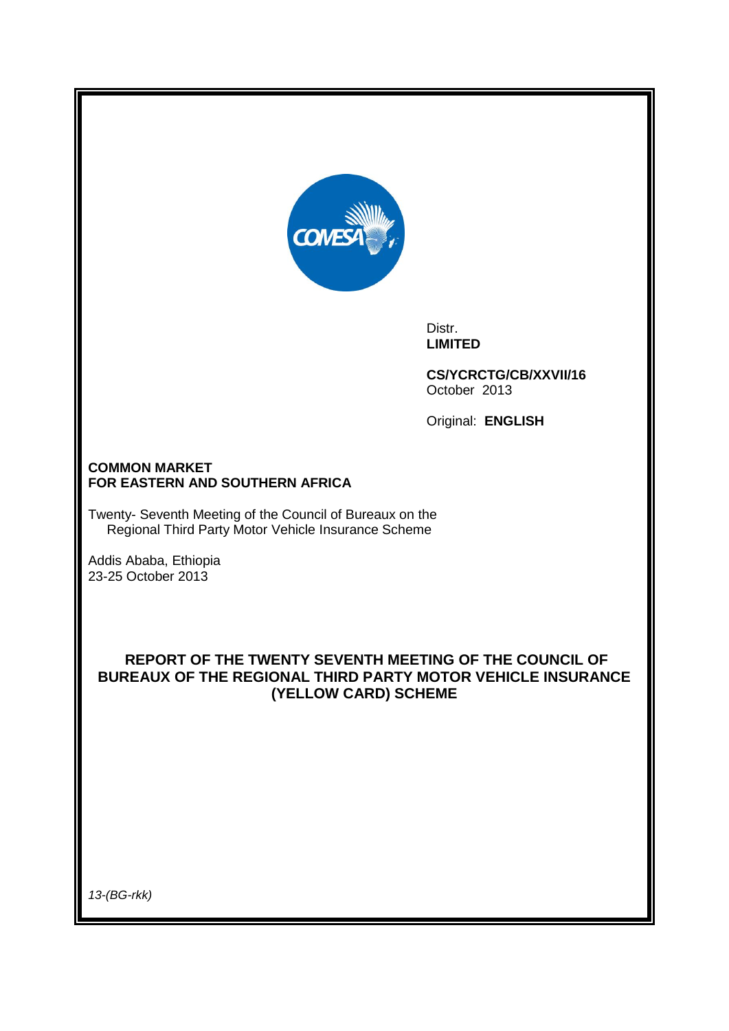Distr.
**LIMITED**

**CS/YCRCTG/CB/XXVII/16**
October 2013

Original: **ENGLISH**

**COMMON MARKET**
**FOR EASTERN AND SOUTHERN AFRICA**

Twenty- Seventh Meeting of the Council of Bureaux on the Regional Third Party Motor Vehicle Insurance Scheme

Addis Ababa, Ethiopia
23-25 October 2013

## REPORT OF THE TWENTY SEVENTH MEETING OF THE COUNCIL OF BUREAUX OF THE REGIONAL THIRD PARTY MOTOR VEHICLE INSURANCE (YELLOW CARD) SCHEME

*13-(BG-rkk)*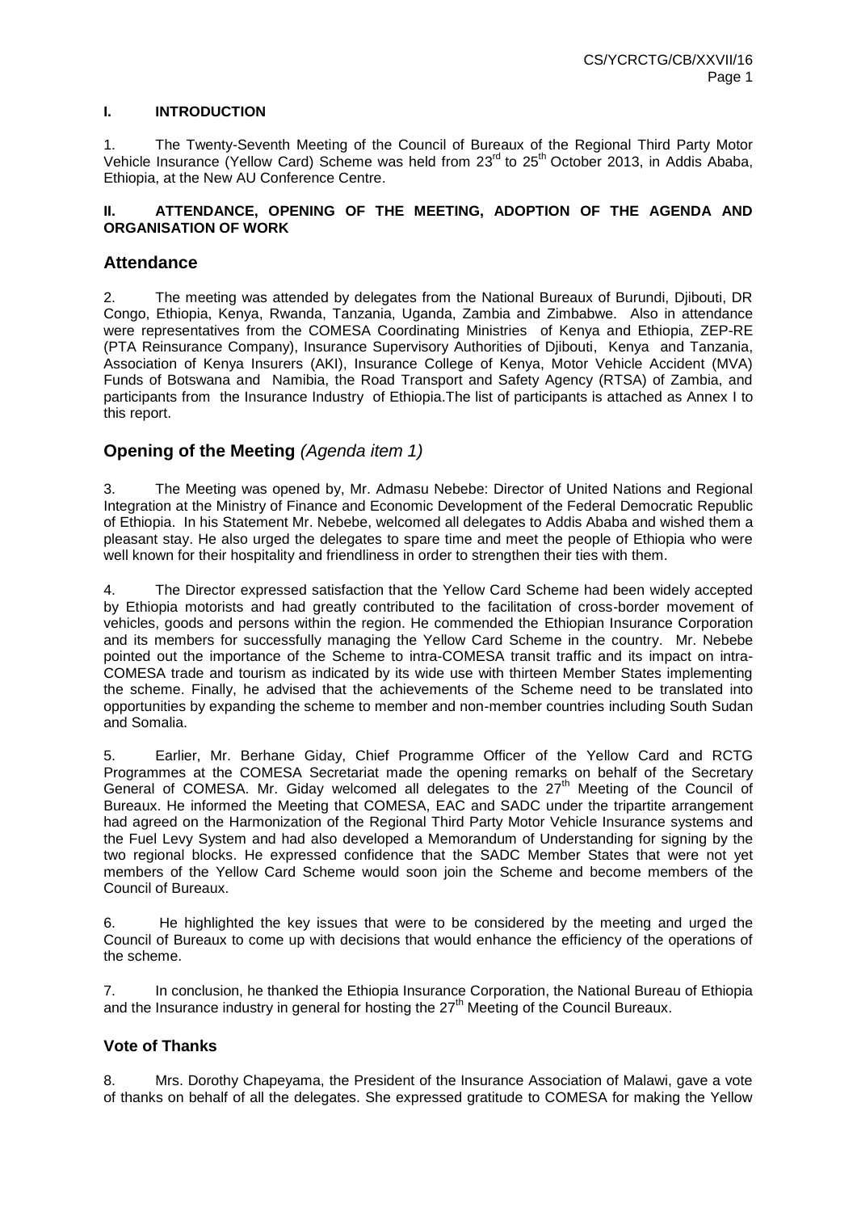## I. INTRODUCTION

1. The Twenty-Seventh Meeting of the Council of Bureaux of the Regional Third Party Motor Vehicle Insurance (Yellow Card) Scheme was held from 23rd to 25th October 2013, in Addis Ababa, Ethiopia, at the New AU Conference Centre.

## II. ATTENDANCE, OPENING OF THE MEETING, ADOPTION OF THE AGENDA AND ORGANISATION OF WORK

### Attendance

2. The meeting was attended by delegates from the National Bureaux of Burundi, Djibouti, DR Congo, Ethiopia, Kenya, Rwanda, Tanzania, Uganda, Zambia and Zimbabwe. Also in attendance were representatives from the COMESA Coordinating Ministries of Kenya and Ethiopia, ZEP-RE (PTA Reinsurance Company), Insurance Supervisory Authorities of Djibouti, Kenya and Tanzania, Association of Kenya Insurers (AKI), Insurance College of Kenya, Motor Vehicle Accident (MVA) Funds of Botswana and Namibia, the Road Transport and Safety Agency (RTSA) of Zambia, and participants from the Insurance Industry of Ethiopia.The list of participants is attached as Annex I to this report.

### Opening of the Meeting *(Agenda item 1)*

3. The Meeting was opened by, Mr. Admasu Nebebe: Director of United Nations and Regional Integration at the Ministry of Finance and Economic Development of the Federal Democratic Republic of Ethiopia. In his Statement Mr. Nebebe, welcomed all delegates to Addis Ababa and wished them a pleasant stay. He also urged the delegates to spare time and meet the people of Ethiopia who were well known for their hospitality and friendliness in order to strengthen their ties with them.

4. The Director expressed satisfaction that the Yellow Card Scheme had been widely accepted by Ethiopia motorists and had greatly contributed to the facilitation of cross-border movement of vehicles, goods and persons within the region. He commended the Ethiopian Insurance Corporation and its members for successfully managing the Yellow Card Scheme in the country. Mr. Nebebe pointed out the importance of the Scheme to intra-COMESA transit traffic and its impact on intra-COMESA trade and tourism as indicated by its wide use with thirteen Member States implementing the scheme. Finally, he advised that the achievements of the Scheme need to be translated into opportunities by expanding the scheme to member and non-member countries including South Sudan and Somalia.

5. Earlier, Mr. Berhane Giday, Chief Programme Officer of the Yellow Card and RCTG Programmes at the COMESA Secretariat made the opening remarks on behalf of the Secretary General of COMESA. Mr. Giday welcomed all delegates to the 27th Meeting of the Council of Bureaux. He informed the Meeting that COMESA, EAC and SADC under the tripartite arrangement had agreed on the Harmonization of the Regional Third Party Motor Vehicle Insurance systems and the Fuel Levy System and had also developed a Memorandum of Understanding for signing by the two regional blocks. He expressed confidence that the SADC Member States that were not yet members of the Yellow Card Scheme would soon join the Scheme and become members of the Council of Bureaux.

6. He highlighted the key issues that were to be considered by the meeting and urged the Council of Bureaux to come up with decisions that would enhance the efficiency of the operations of the scheme.

7. In conclusion, he thanked the Ethiopia Insurance Corporation, the National Bureau of Ethiopia and the Insurance industry in general for hosting the 27th Meeting of the Council Bureaux.

### Vote of Thanks

8. Mrs. Dorothy Chapeyama, the President of the Insurance Association of Malawi, gave a vote of thanks on behalf of all the delegates. She expressed gratitude to COMESA for making the Yellow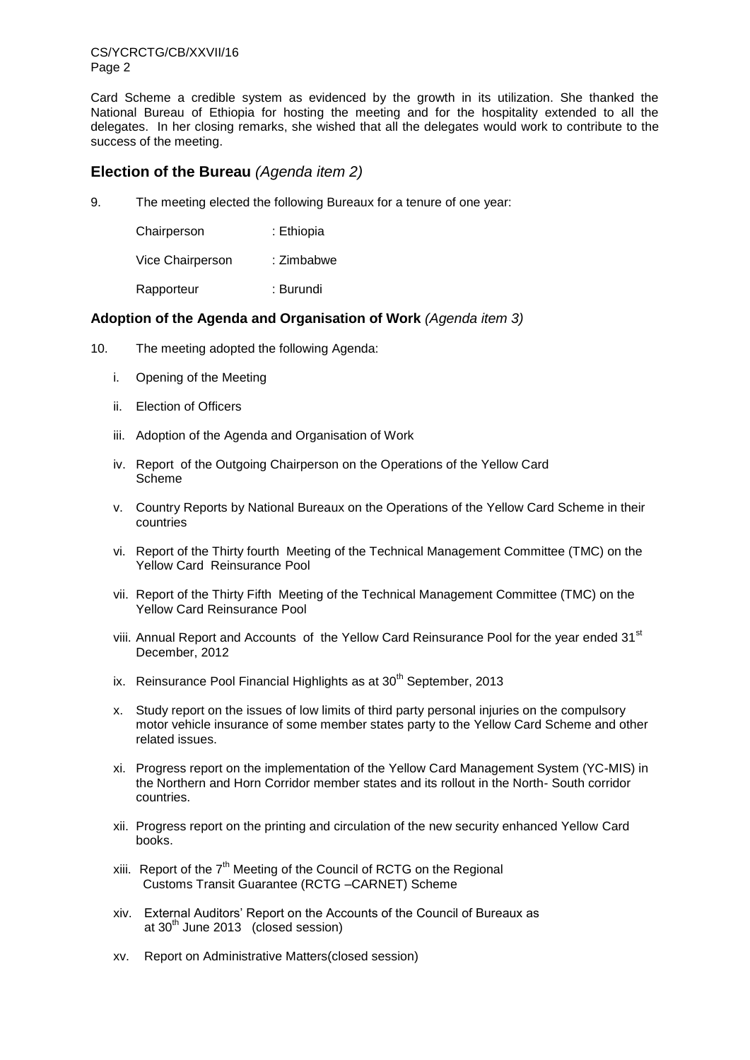Card Scheme a credible system as evidenced by the growth in its utilization. She thanked the National Bureau of Ethiopia for hosting the meeting and for the hospitality extended to all the delegates. In her closing remarks, she wished that all the delegates would work to contribute to the success of the meeting.

## Election of the Bureau *(Agenda item 2)*

9. The meeting elected the following Bureaux for a tenure of one year:

Chairperson : Ethiopia

Vice Chairperson : Zimbabwe

Rapporteur : Burundi

### Adoption of the Agenda and Organisation of Work *(Agenda item 3)*

10. The meeting adopted the following Agenda:

i. Opening of the Meeting

ii. Election of Officers

iii. Adoption of the Agenda and Organisation of Work

iv. Report of the Outgoing Chairperson on the Operations of the Yellow Card Scheme

v. Country Reports by National Bureaux on the Operations of the Yellow Card Scheme in their countries

vi. Report of the Thirty fourth Meeting of the Technical Management Committee (TMC) on the Yellow Card Reinsurance Pool

vii. Report of the Thirty Fifth Meeting of the Technical Management Committee (TMC) on the Yellow Card Reinsurance Pool

viii. Annual Report and Accounts of the Yellow Card Reinsurance Pool for the year ended 31st December, 2012

ix. Reinsurance Pool Financial Highlights as at 30th September, 2013

x. Study report on the issues of low limits of third party personal injuries on the compulsory motor vehicle insurance of some member states party to the Yellow Card Scheme and other related issues.

xi. Progress report on the implementation of the Yellow Card Management System (YC-MIS) in the Northern and Horn Corridor member states and its rollout in the North- South corridor countries.

xii. Progress report on the printing and circulation of the new security enhanced Yellow Card books.

xiii. Report of the 7th Meeting of the Council of RCTG on the Regional Customs Transit Guarantee (RCTG –CARNET) Scheme

xiv. External Auditors' Report on the Accounts of the Council of Bureaux as at 30th June 2013 (closed session)

xv. Report on Administrative Matters(closed session)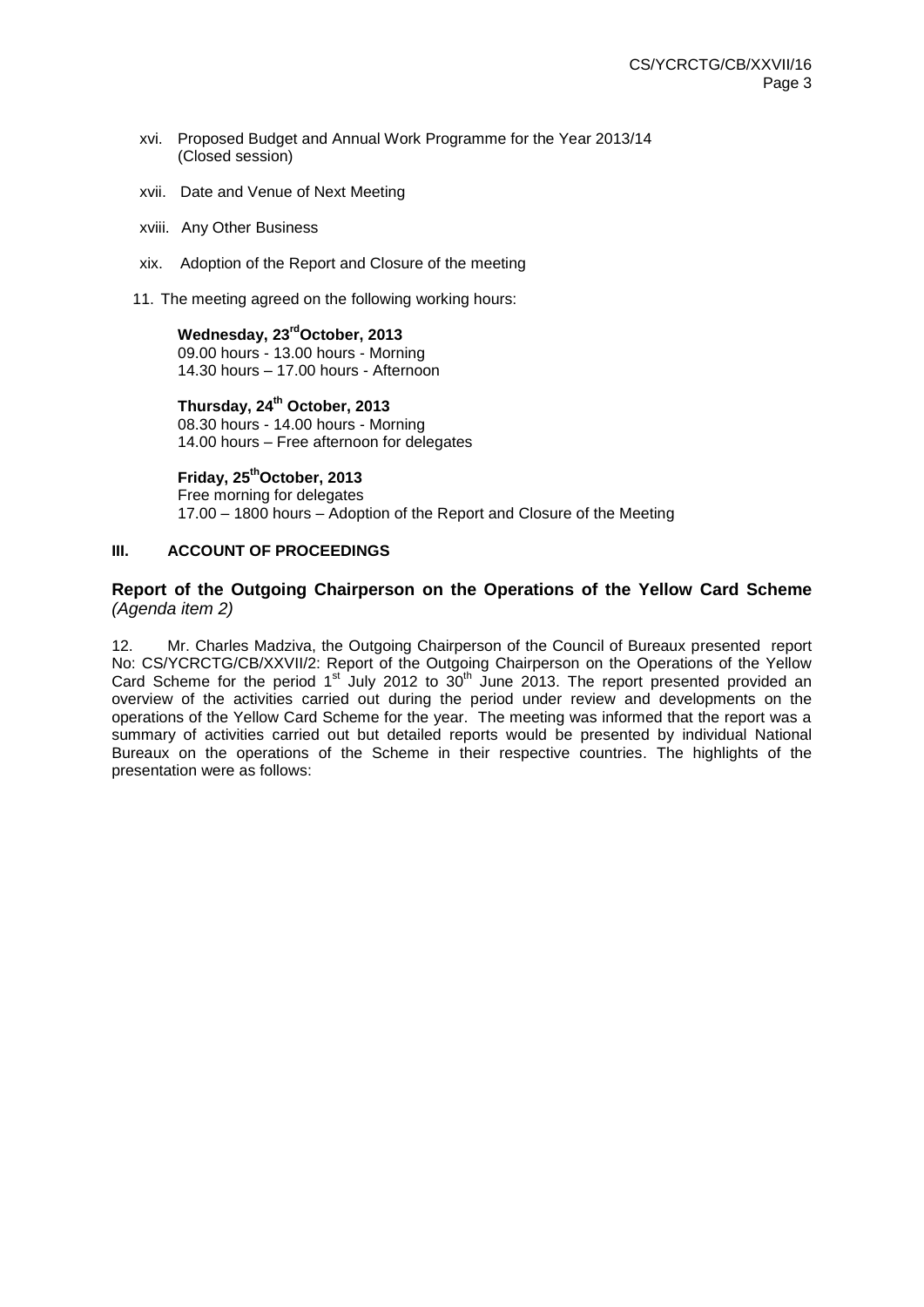xvi. Proposed Budget and Annual Work Programme for the Year 2013/14 (Closed session)

xvii. Date and Venue of Next Meeting

xviii. Any Other Business

xix. Adoption of the Report and Closure of the meeting

11. The meeting agreed on the following working hours:

**Wednesday, 23rd October, 2013**
09.00 hours - 13.00 hours - Morning
14.30 hours – 17.00 hours - Afternoon

**Thursday, 24th October, 2013**
08.30 hours - 14.00 hours - Morning
14.00 hours – Free afternoon for delegates

**Friday, 25th October, 2013**
Free morning for delegates
17.00 – 1800 hours – Adoption of the Report and Closure of the Meeting

## III. ACCOUNT OF PROCEEDINGS

### Report of the Outgoing Chairperson on the Operations of the Yellow Card Scheme *(Agenda item 2)*

12. Mr. Charles Madziva, the Outgoing Chairperson of the Council of Bureaux presented report No: CS/YCRCTG/CB/XXVII/2: Report of the Outgoing Chairperson on the Operations of the Yellow Card Scheme for the period 1st July 2012 to 30th June 2013. The report presented provided an overview of the activities carried out during the period under review and developments on the operations of the Yellow Card Scheme for the year. The meeting was informed that the report was a summary of activities carried out but detailed reports would be presented by individual National Bureaux on the operations of the Scheme in their respective countries. The highlights of the presentation were as follows: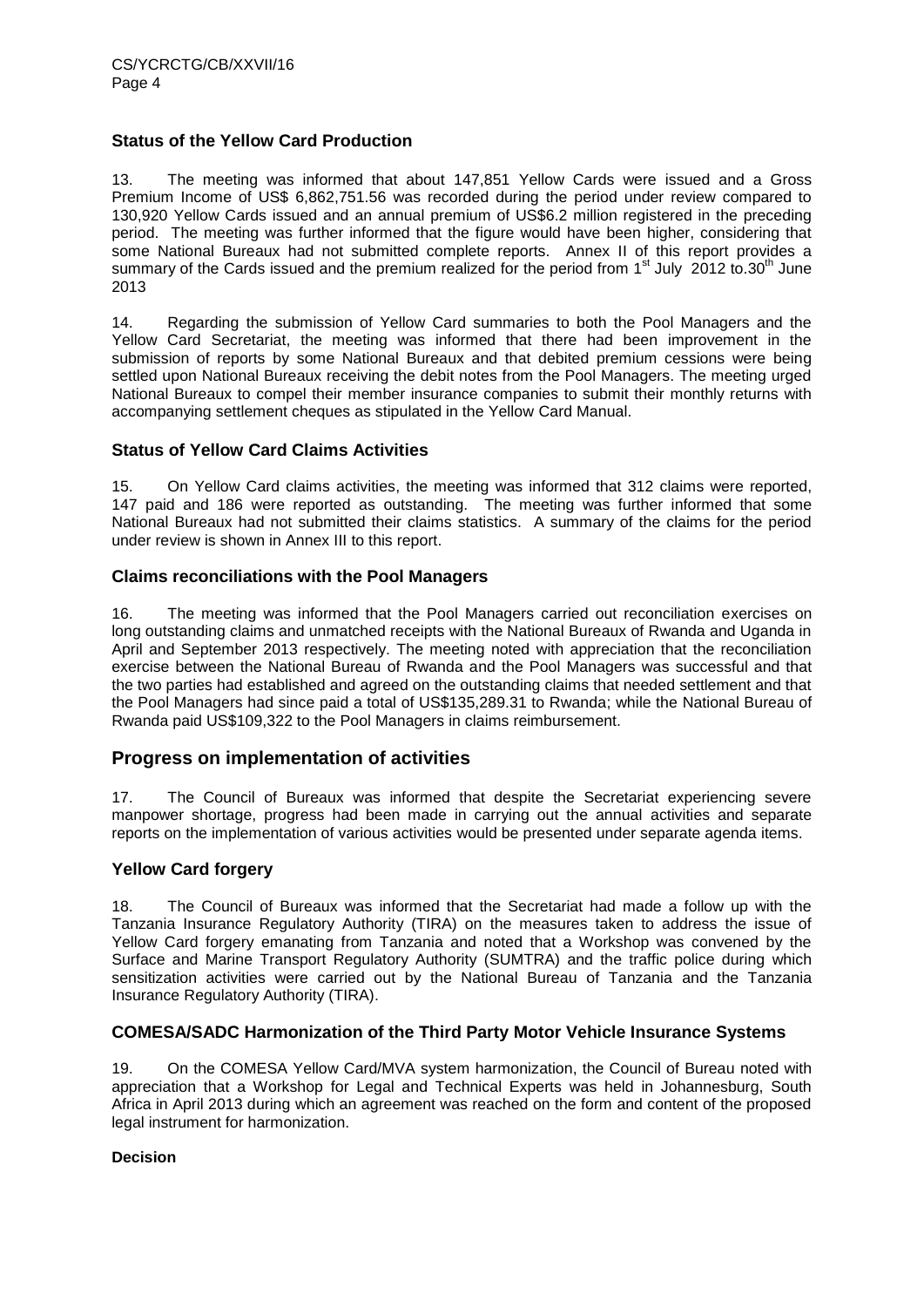### Status of the Yellow Card Production

13. The meeting was informed that about 147,851 Yellow Cards were issued and a Gross Premium Income of US$ 6,862,751.56 was recorded during the period under review compared to 130,920 Yellow Cards issued and an annual premium of US$6.2 million registered in the preceding period. The meeting was further informed that the figure would have been higher, considering that some National Bureaux had not submitted complete reports. Annex II of this report provides a summary of the Cards issued and the premium realized for the period from 1st July 2012 to.30th June 2013

14. Regarding the submission of Yellow Card summaries to both the Pool Managers and the Yellow Card Secretariat, the meeting was informed that there had been improvement in the submission of reports by some National Bureaux and that debited premium cessions were being settled upon National Bureaux receiving the debit notes from the Pool Managers. The meeting urged National Bureaux to compel their member insurance companies to submit their monthly returns with accompanying settlement cheques as stipulated in the Yellow Card Manual.

### Status of Yellow Card Claims Activities

15. On Yellow Card claims activities, the meeting was informed that 312 claims were reported, 147 paid and 186 were reported as outstanding. The meeting was further informed that some National Bureaux had not submitted their claims statistics. A summary of the claims for the period under review is shown in Annex III to this report.

### Claims reconciliations with the Pool Managers

16. The meeting was informed that the Pool Managers carried out reconciliation exercises on long outstanding claims and unmatched receipts with the National Bureaux of Rwanda and Uganda in April and September 2013 respectively. The meeting noted with appreciation that the reconciliation exercise between the National Bureau of Rwanda and the Pool Managers was successful and that the two parties had established and agreed on the outstanding claims that needed settlement and that the Pool Managers had since paid a total of US$135,289.31 to Rwanda; while the National Bureau of Rwanda paid US$109,322 to the Pool Managers in claims reimbursement.

## Progress on implementation of activities

17. The Council of Bureaux was informed that despite the Secretariat experiencing severe manpower shortage, progress had been made in carrying out the annual activities and separate reports on the implementation of various activities would be presented under separate agenda items.

### Yellow Card forgery

18. The Council of Bureaux was informed that the Secretariat had made a follow up with the Tanzania Insurance Regulatory Authority (TIRA) on the measures taken to address the issue of Yellow Card forgery emanating from Tanzania and noted that a Workshop was convened by the Surface and Marine Transport Regulatory Authority (SUMTRA) and the traffic police during which sensitization activities were carried out by the National Bureau of Tanzania and the Tanzania Insurance Regulatory Authority (TIRA).

### COMESA/SADC Harmonization of the Third Party Motor Vehicle Insurance Systems

19. On the COMESA Yellow Card/MVA system harmonization, the Council of Bureau noted with appreciation that a Workshop for Legal and Technical Experts was held in Johannesburg, South Africa in April 2013 during which an agreement was reached on the form and content of the proposed legal instrument for harmonization.

**Decision**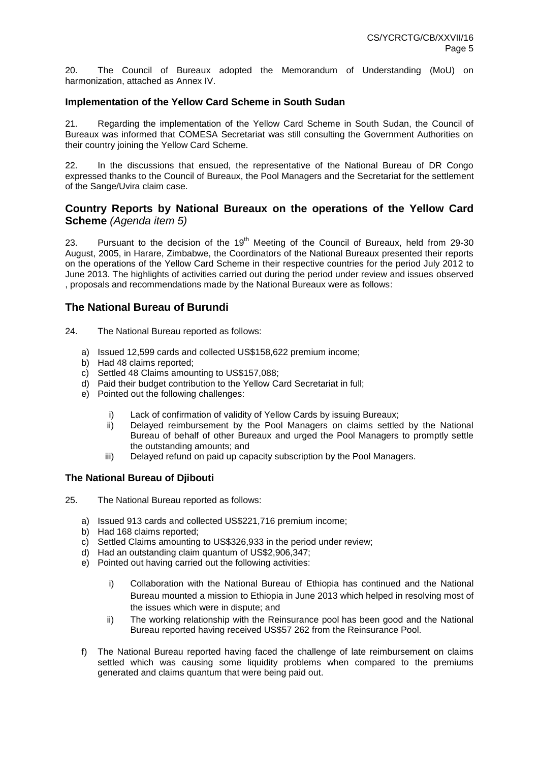20. The Council of Bureaux adopted the Memorandum of Understanding (MoU) on harmonization, attached as Annex IV.

### Implementation of the Yellow Card Scheme in South Sudan

21. Regarding the implementation of the Yellow Card Scheme in South Sudan, the Council of Bureaux was informed that COMESA Secretariat was still consulting the Government Authorities on their country joining the Yellow Card Scheme.

22. In the discussions that ensued, the representative of the National Bureau of DR Congo expressed thanks to the Council of Bureaux, the Pool Managers and the Secretariat for the settlement of the Sange/Uvira claim case.

## Country Reports by National Bureaux on the operations of the Yellow Card Scheme *(Agenda item 5)*

23. Pursuant to the decision of the 19th Meeting of the Council of Bureaux, held from 29-30 August, 2005, in Harare, Zimbabwe, the Coordinators of the National Bureaux presented their reports on the operations of the Yellow Card Scheme in their respective countries for the period July 2012 to June 2013. The highlights of activities carried out during the period under review and issues observed , proposals and recommendations made by the National Bureaux were as follows:

## The National Bureau of Burundi

24. The National Bureau reported as follows:

a) Issued 12,599 cards and collected US$158,622 premium income;
b) Had 48 claims reported;
c) Settled 48 Claims amounting to US$157,088;
d) Paid their budget contribution to the Yellow Card Secretariat in full;
e) Pointed out the following challenges:
   i) Lack of confirmation of validity of Yellow Cards by issuing Bureaux;
   ii) Delayed reimbursement by the Pool Managers on claims settled by the National Bureau of behalf of other Bureaux and urged the Pool Managers to promptly settle the outstanding amounts; and
   iii) Delayed refund on paid up capacity subscription by the Pool Managers.

### The National Bureau of Djibouti

25. The National Bureau reported as follows:

a) Issued 913 cards and collected US$221,716 premium income;
b) Had 168 claims reported;
c) Settled Claims amounting to US$326,933 in the period under review;
d) Had an outstanding claim quantum of US$2,906,347;
e) Pointed out having carried out the following activities:
   i) Collaboration with the National Bureau of Ethiopia has continued and the National Bureau mounted a mission to Ethiopia in June 2013 which helped in resolving most of the issues which were in dispute; and
   ii) The working relationship with the Reinsurance pool has been good and the National Bureau reported having received US$57 262 from the Reinsurance Pool.
f) The National Bureau reported having faced the challenge of late reimbursement on claims settled which was causing some liquidity problems when compared to the premiums generated and claims quantum that were being paid out.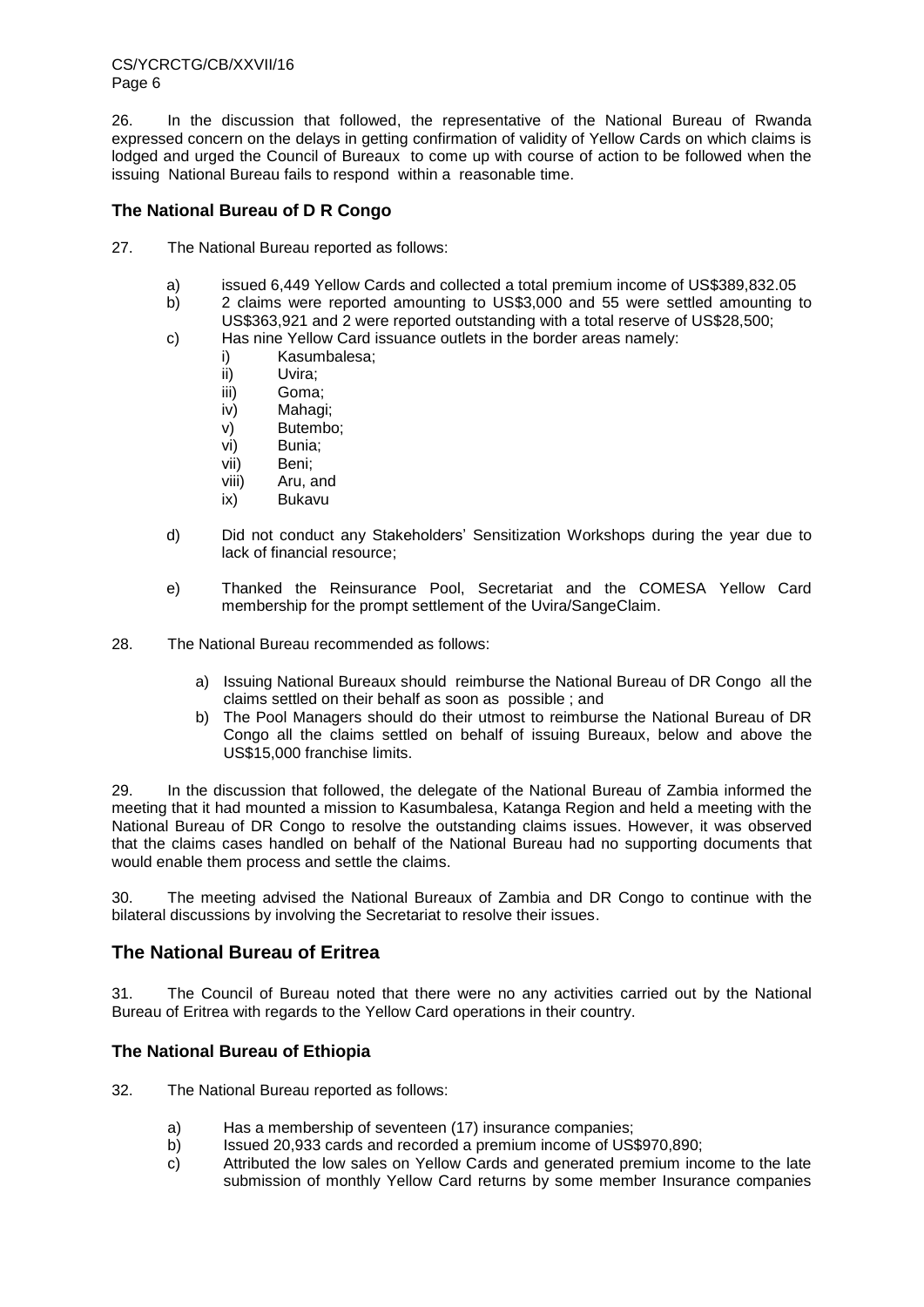26. In the discussion that followed, the representative of the National Bureau of Rwanda expressed concern on the delays in getting confirmation of validity of Yellow Cards on which claims is lodged and urged the Council of Bureaux to come up with course of action to be followed when the issuing National Bureau fails to respond within a reasonable time.

### The National Bureau of D R Congo

27. The National Bureau reported as follows:

   a) issued 6,449 Yellow Cards and collected a total premium income of US$389,832.05
   b) 2 claims were reported amounting to US$3,000 and 55 were settled amounting to US$363,921 and 2 were reported outstanding with a total reserve of US$28,500;
   c) Has nine Yellow Card issuance outlets in the border areas namely:
      i) Kasumbalesa;
      ii) Uvira;
      iii) Goma;
      iv) Mahagi;
      v) Butembo;
      vi) Bunia;
      vii) Beni;
      viii) Aru, and
      ix) Bukavu

   d) Did not conduct any Stakeholders' Sensitization Workshops during the year due to lack of financial resource;

   e) Thanked the Reinsurance Pool, Secretariat and the COMESA Yellow Card membership for the prompt settlement of the Uvira/SangeClaim.

28. The National Bureau recommended as follows:

   a) Issuing National Bureaux should reimburse the National Bureau of DR Congo all the claims settled on their behalf as soon as possible ; and
   b) The Pool Managers should do their utmost to reimburse the National Bureau of DR Congo all the claims settled on behalf of issuing Bureaux, below and above the US$15,000 franchise limits.

29. In the discussion that followed, the delegate of the National Bureau of Zambia informed the meeting that it had mounted a mission to Kasumbalesa, Katanga Region and held a meeting with the National Bureau of DR Congo to resolve the outstanding claims issues. However, it was observed that the claims cases handled on behalf of the National Bureau had no supporting documents that would enable them process and settle the claims.

30. The meeting advised the National Bureaux of Zambia and DR Congo to continue with the bilateral discussions by involving the Secretariat to resolve their issues.

## The National Bureau of Eritrea

31. The Council of Bureau noted that there were no any activities carried out by the National Bureau of Eritrea with regards to the Yellow Card operations in their country.

### The National Bureau of Ethiopia

32. The National Bureau reported as follows:

   a) Has a membership of seventeen (17) insurance companies;
   b) Issued 20,933 cards and recorded a premium income of US$970,890;
   c) Attributed the low sales on Yellow Cards and generated premium income to the late submission of monthly Yellow Card returns by some member Insurance companies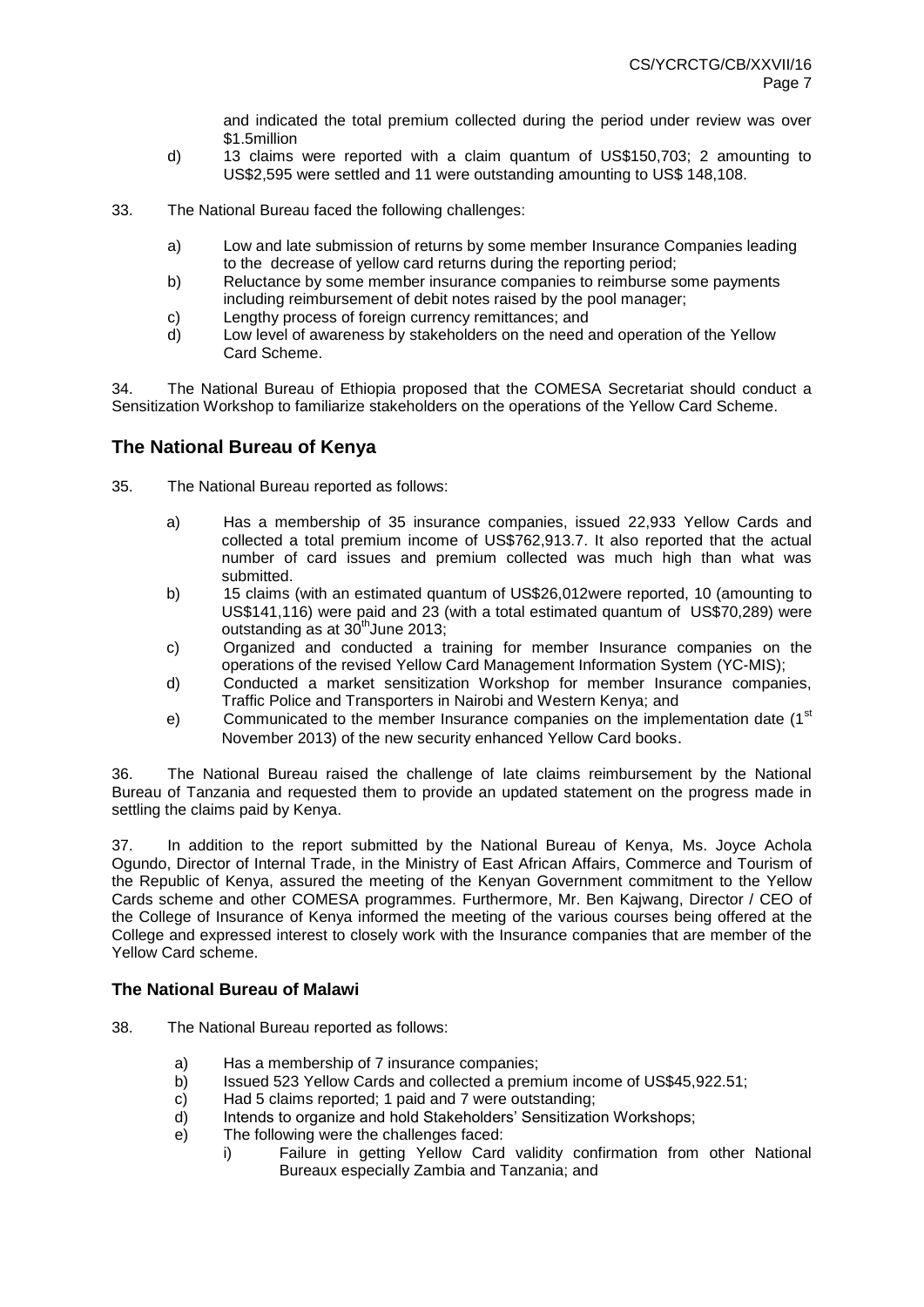and indicated the total premium collected during the period under review was over \$1.5million

d) 13 claims were reported with a claim quantum of US\$150,703; 2 amounting to US\$2,595 were settled and 11 were outstanding amounting to US\$ 148,108.

33. The National Bureau faced the following challenges:

a) Low and late submission of returns by some member Insurance Companies leading to the decrease of yellow card returns during the reporting period;
b) Reluctance by some member insurance companies to reimburse some payments including reimbursement of debit notes raised by the pool manager;
c) Lengthy process of foreign currency remittances; and
d) Low level of awareness by stakeholders on the need and operation of the Yellow Card Scheme.

34. The National Bureau of Ethiopia proposed that the COMESA Secretariat should conduct a Sensitization Workshop to familiarize stakeholders on the operations of the Yellow Card Scheme.

## The National Bureau of Kenya

35. The National Bureau reported as follows:

a) Has a membership of 35 insurance companies, issued 22,933 Yellow Cards and collected a total premium income of US\$762,913.7. It also reported that the actual number of card issues and premium collected was much high than what was submitted.
b) 15 claims (with an estimated quantum of US\$26,012were reported, 10 (amounting to US\$141,116) were paid and 23 (with a total estimated quantum of US\$70,289) were outstanding as at 30th June 2013;
c) Organized and conducted a training for member Insurance companies on the operations of the revised Yellow Card Management Information System (YC-MIS);
d) Conducted a market sensitization Workshop for member Insurance companies, Traffic Police and Transporters in Nairobi and Western Kenya; and
e) Communicated to the member Insurance companies on the implementation date (1st November 2013) of the new security enhanced Yellow Card books.

36. The National Bureau raised the challenge of late claims reimbursement by the National Bureau of Tanzania and requested them to provide an updated statement on the progress made in settling the claims paid by Kenya.

37. In addition to the report submitted by the National Bureau of Kenya, Ms. Joyce Achola Ogundo, Director of Internal Trade, in the Ministry of East African Affairs, Commerce and Tourism of the Republic of Kenya, assured the meeting of the Kenyan Government commitment to the Yellow Cards scheme and other COMESA programmes. Furthermore, Mr. Ben Kajwang, Director / CEO of the College of Insurance of Kenya informed the meeting of the various courses being offered at the College and expressed interest to closely work with the Insurance companies that are member of the Yellow Card scheme.

### The National Bureau of Malawi

38. The National Bureau reported as follows:

a) Has a membership of 7 insurance companies;
b) Issued 523 Yellow Cards and collected a premium income of US\$45,922.51;
c) Had 5 claims reported; 1 paid and 7 were outstanding;
d) Intends to organize and hold Stakeholders' Sensitization Workshops;
e) The following were the challenges faced:
    i) Failure in getting Yellow Card validity confirmation from other National Bureaux especially Zambia and Tanzania; and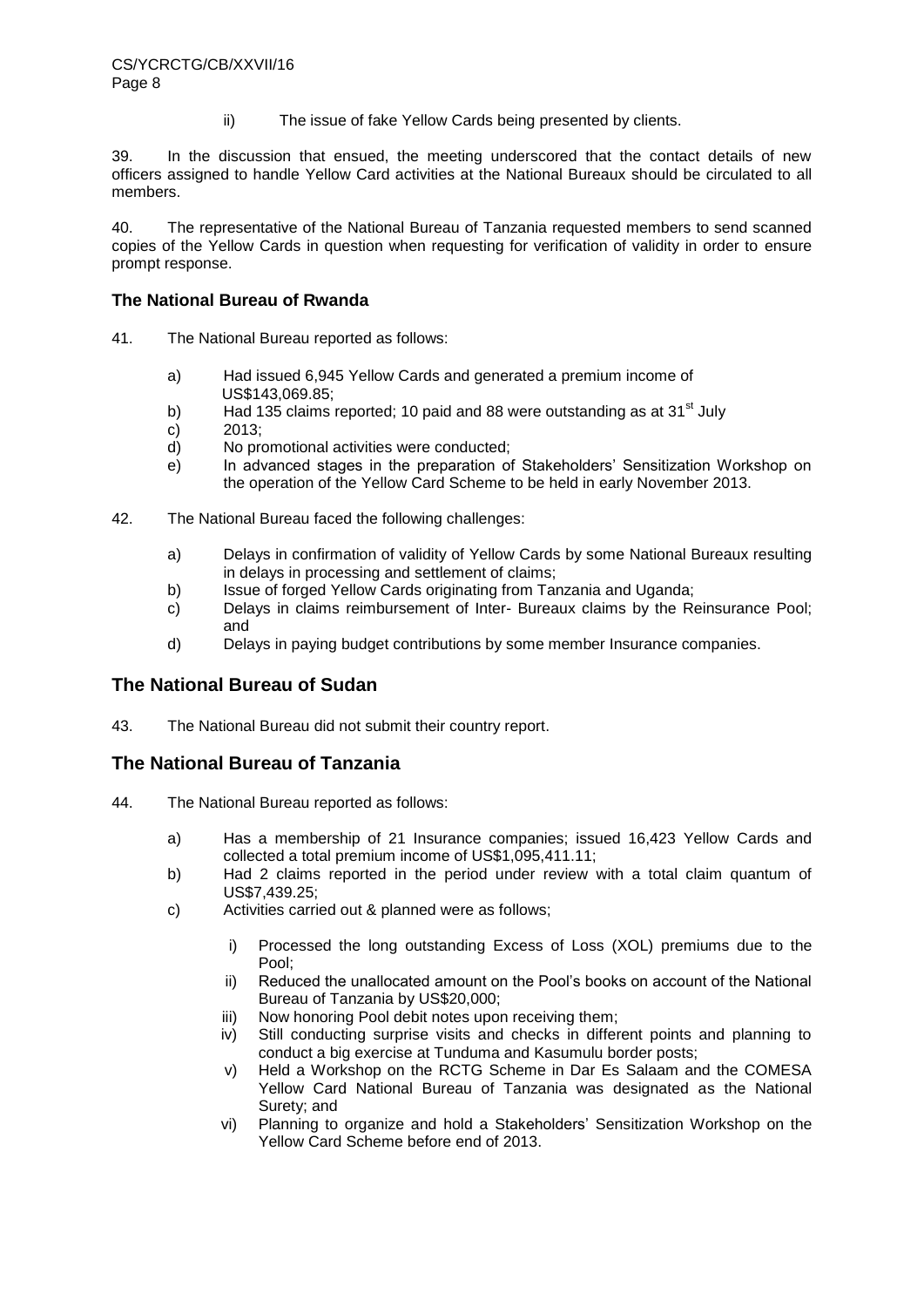ii) The issue of fake Yellow Cards being presented by clients.

39. In the discussion that ensued, the meeting underscored that the contact details of new officers assigned to handle Yellow Card activities at the National Bureaux should be circulated to all members.

40. The representative of the National Bureau of Tanzania requested members to send scanned copies of the Yellow Cards in question when requesting for verification of validity in order to ensure prompt response.

### The National Bureau of Rwanda

41. The National Bureau reported as follows:

   a) Had issued 6,945 Yellow Cards and generated a premium income of US$143,069.85;
   b) Had 135 claims reported; 10 paid and 88 were outstanding as at 31st July
   c) 2013;
   d) No promotional activities were conducted;
   e) In advanced stages in the preparation of Stakeholders' Sensitization Workshop on the operation of the Yellow Card Scheme to be held in early November 2013.

42. The National Bureau faced the following challenges:

   a) Delays in confirmation of validity of Yellow Cards by some National Bureaux resulting in delays in processing and settlement of claims;
   b) Issue of forged Yellow Cards originating from Tanzania and Uganda;
   c) Delays in claims reimbursement of Inter- Bureaux claims by the Reinsurance Pool; and
   d) Delays in paying budget contributions by some member Insurance companies.

## The National Bureau of Sudan

43. The National Bureau did not submit their country report.

## The National Bureau of Tanzania

44. The National Bureau reported as follows:

   a) Has a membership of 21 Insurance companies; issued 16,423 Yellow Cards and collected a total premium income of US$1,095,411.11;
   b) Had 2 claims reported in the period under review with a total claim quantum of US$7,439.25;
   c) Activities carried out & planned were as follows;

      i) Processed the long outstanding Excess of Loss (XOL) premiums due to the Pool;
      ii) Reduced the unallocated amount on the Pool's books on account of the National Bureau of Tanzania by US$20,000;
      iii) Now honoring Pool debit notes upon receiving them;
      iv) Still conducting surprise visits and checks in different points and planning to conduct a big exercise at Tunduma and Kasumulu border posts;
      v) Held a Workshop on the RCTG Scheme in Dar Es Salaam and the COMESA Yellow Card National Bureau of Tanzania was designated as the National Surety; and
      vi) Planning to organize and hold a Stakeholders' Sensitization Workshop on the Yellow Card Scheme before end of 2013.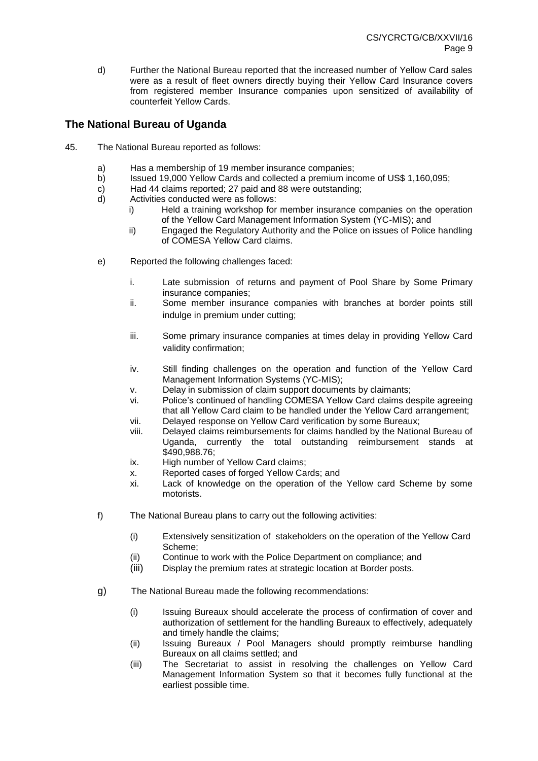d) Further the National Bureau reported that the increased number of Yellow Card sales were as a result of fleet owners directly buying their Yellow Card Insurance covers from registered member Insurance companies upon sensitized of availability of counterfeit Yellow Cards.

## The National Bureau of Uganda

45. The National Bureau reported as follows:

   a) Has a membership of 19 member insurance companies;
   b) Issued 19,000 Yellow Cards and collected a premium income of US$ 1,160,095;
   c) Had 44 claims reported; 27 paid and 88 were outstanding;
   d) Activities conducted were as follows:
      i) Held a training workshop for member insurance companies on the operation of the Yellow Card Management Information System (YC-MIS); and
      ii) Engaged the Regulatory Authority and the Police on issues of Police handling of COMESA Yellow Card claims.

   e) Reported the following challenges faced:

      i. Late submission of returns and payment of Pool Share by Some Primary insurance companies;
      ii. Some member insurance companies with branches at border points still indulge in premium under cutting;
      iii. Some primary insurance companies at times delay in providing Yellow Card validity confirmation;
      iv. Still finding challenges on the operation and function of the Yellow Card Management Information Systems (YC-MIS);
      v. Delay in submission of claim support documents by claimants;
      vi. Police's continued of handling COMESA Yellow Card claims despite agreeing that all Yellow Card claim to be handled under the Yellow Card arrangement;
      vii. Delayed response on Yellow Card verification by some Bureaux;
      viii. Delayed claims reimbursements for claims handled by the National Bureau of Uganda, currently the total outstanding reimbursement stands at $490,988.76;
      ix. High number of Yellow Card claims;
      x. Reported cases of forged Yellow Cards; and
      xi. Lack of knowledge on the operation of the Yellow card Scheme by some motorists.

   f) The National Bureau plans to carry out the following activities:

      (i) Extensively sensitization of stakeholders on the operation of the Yellow Card Scheme;
      (ii) Continue to work with the Police Department on compliance; and
      (iii) Display the premium rates at strategic location at Border posts.

   g) The National Bureau made the following recommendations:

      (i) Issuing Bureaux should accelerate the process of confirmation of cover and authorization of settlement for the handling Bureaux to effectively, adequately and timely handle the claims;
      (ii) Issuing Bureaux / Pool Managers should promptly reimburse handling Bureaux on all claims settled; and
      (iii) The Secretariat to assist in resolving the challenges on Yellow Card Management Information System so that it becomes fully functional at the earliest possible time.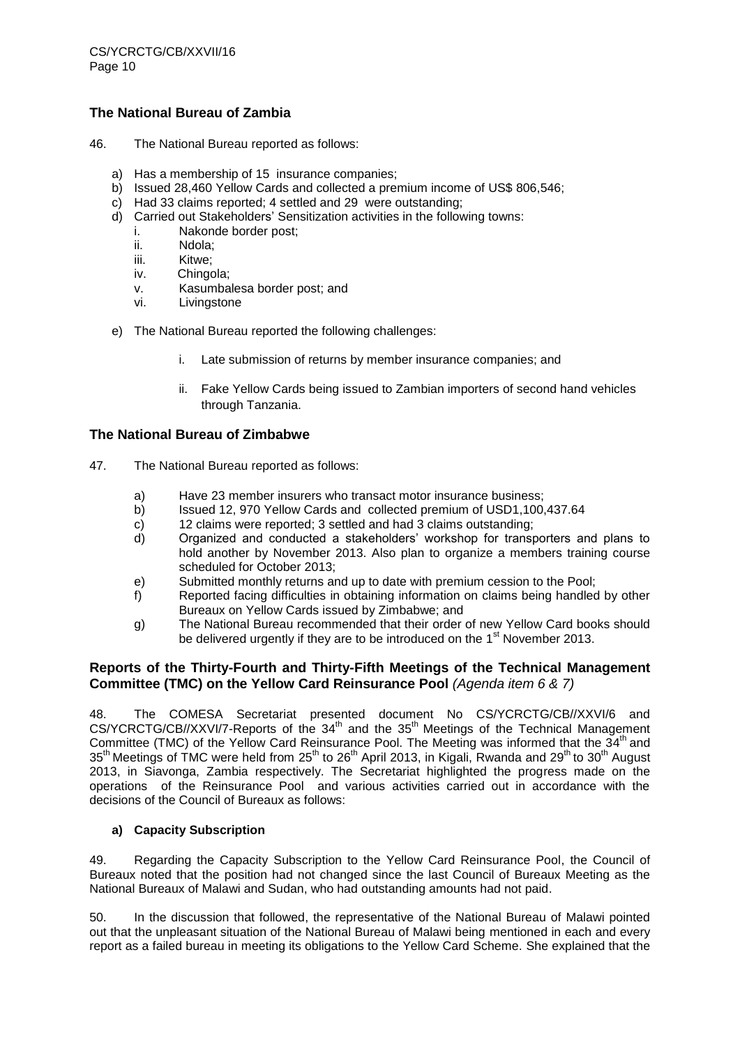## The National Bureau of Zambia

46. The National Bureau reported as follows:

a) Has a membership of 15 insurance companies;
b) Issued 28,460 Yellow Cards and collected a premium income of US$ 806,546;
c) Had 33 claims reported; 4 settled and 29 were outstanding;
d) Carried out Stakeholders' Sensitization activities in the following towns:
   i. Nakonde border post;
   ii. Ndola;
   iii. Kitwe;
   iv. Chingola;
   v. Kasumbalesa border post; and
   vi. Livingstone
e) The National Bureau reported the following challenges:
   i. Late submission of returns by member insurance companies; and
   ii. Fake Yellow Cards being issued to Zambian importers of second hand vehicles through Tanzania.

## The National Bureau of Zimbabwe

47. The National Bureau reported as follows:

a) Have 23 member insurers who transact motor insurance business;
b) Issued 12, 970 Yellow Cards and collected premium of USD1,100,437.64
c) 12 claims were reported; 3 settled and had 3 claims outstanding;
d) Organized and conducted a stakeholders' workshop for transporters and plans to hold another by November 2013. Also plan to organize a members training course scheduled for October 2013;
e) Submitted monthly returns and up to date with premium cession to the Pool;
f) Reported facing difficulties in obtaining information on claims being handled by other Bureaux on Yellow Cards issued by Zimbabwe; and
g) The National Bureau recommended that their order of new Yellow Card books should be delivered urgently if they are to be introduced on the 1st November 2013.

## Reports of the Thirty-Fourth and Thirty-Fifth Meetings of the Technical Management Committee (TMC) on the Yellow Card Reinsurance Pool *(Agenda item 6 & 7)*

48. The COMESA Secretariat presented document No CS/YCRCTG/CB//XXVI/6 and CS/YCRCTG/CB//XXVI/7-Reports of the 34th and the 35th Meetings of the Technical Management Committee (TMC) of the Yellow Card Reinsurance Pool. The Meeting was informed that the 34th and 35th Meetings of TMC were held from 25th to 26th April 2013, in Kigali, Rwanda and 29th to 30th August 2013, in Siavonga, Zambia respectively. The Secretariat highlighted the progress made on the operations of the Reinsurance Pool and various activities carried out in accordance with the decisions of the Council of Bureaux as follows:

### a) Capacity Subscription

49. Regarding the Capacity Subscription to the Yellow Card Reinsurance Pool, the Council of Bureaux noted that the position had not changed since the last Council of Bureaux Meeting as the National Bureaux of Malawi and Sudan, who had outstanding amounts had not paid.

50. In the discussion that followed, the representative of the National Bureau of Malawi pointed out that the unpleasant situation of the National Bureau of Malawi being mentioned in each and every report as a failed bureau in meeting its obligations to the Yellow Card Scheme. She explained that the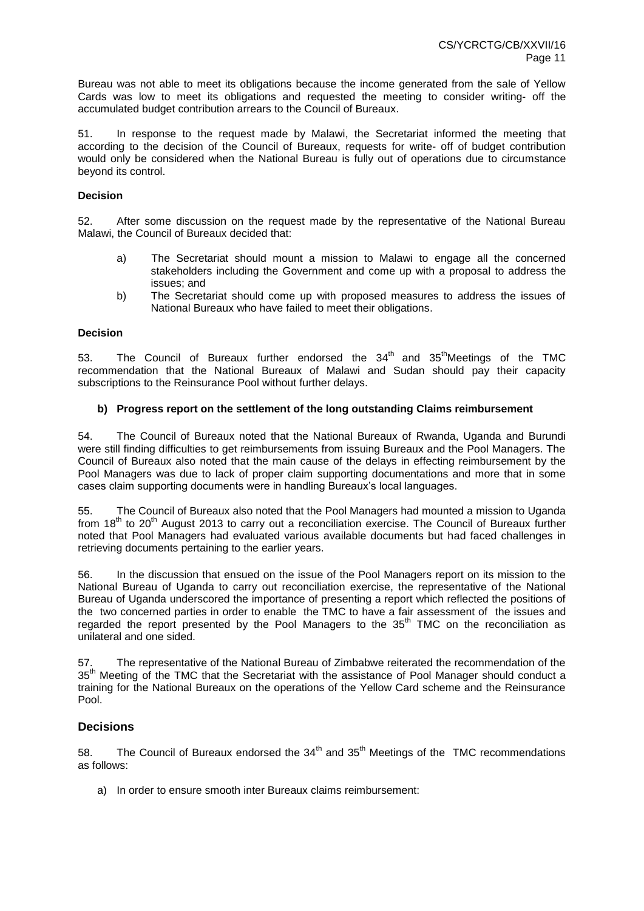Bureau was not able to meet its obligations because the income generated from the sale of Yellow Cards was low to meet its obligations and requested the meeting to consider writing- off the accumulated budget contribution arrears to the Council of Bureaux.

51. In response to the request made by Malawi, the Secretariat informed the meeting that according to the decision of the Council of Bureaux, requests for write- off of budget contribution would only be considered when the National Bureau is fully out of operations due to circumstance beyond its control.

**Decision**

52. After some discussion on the request made by the representative of the National Bureau Malawi, the Council of Bureaux decided that:

a) The Secretariat should mount a mission to Malawi to engage all the concerned stakeholders including the Government and come up with a proposal to address the issues; and

b) The Secretariat should come up with proposed measures to address the issues of National Bureaux who have failed to meet their obligations.

**Decision**

53. The Council of Bureaux further endorsed the 34th and 35thMeetings of the TMC recommendation that the National Bureaux of Malawi and Sudan should pay their capacity subscriptions to the Reinsurance Pool without further delays.

**b) Progress report on the settlement of the long outstanding Claims reimbursement**

54. The Council of Bureaux noted that the National Bureaux of Rwanda, Uganda and Burundi were still finding difficulties to get reimbursements from issuing Bureaux and the Pool Managers. The Council of Bureaux also noted that the main cause of the delays in effecting reimbursement by the Pool Managers was due to lack of proper claim supporting documentations and more that in some cases claim supporting documents were in handling Bureaux's local languages.

55. The Council of Bureaux also noted that the Pool Managers had mounted a mission to Uganda from 18th to 20th August 2013 to carry out a reconciliation exercise. The Council of Bureaux further noted that Pool Managers had evaluated various available documents but had faced challenges in retrieving documents pertaining to the earlier years.

56. In the discussion that ensued on the issue of the Pool Managers report on its mission to the National Bureau of Uganda to carry out reconciliation exercise, the representative of the National Bureau of Uganda underscored the importance of presenting a report which reflected the positions of the two concerned parties in order to enable the TMC to have a fair assessment of the issues and regarded the report presented by the Pool Managers to the 35th TMC on the reconciliation as unilateral and one sided.

57. The representative of the National Bureau of Zimbabwe reiterated the recommendation of the 35th Meeting of the TMC that the Secretariat with the assistance of Pool Manager should conduct a training for the National Bureaux on the operations of the Yellow Card scheme and the Reinsurance Pool.

## Decisions

58. The Council of Bureaux endorsed the 34th and 35th Meetings of the TMC recommendations as follows:

a) In order to ensure smooth inter Bureaux claims reimbursement: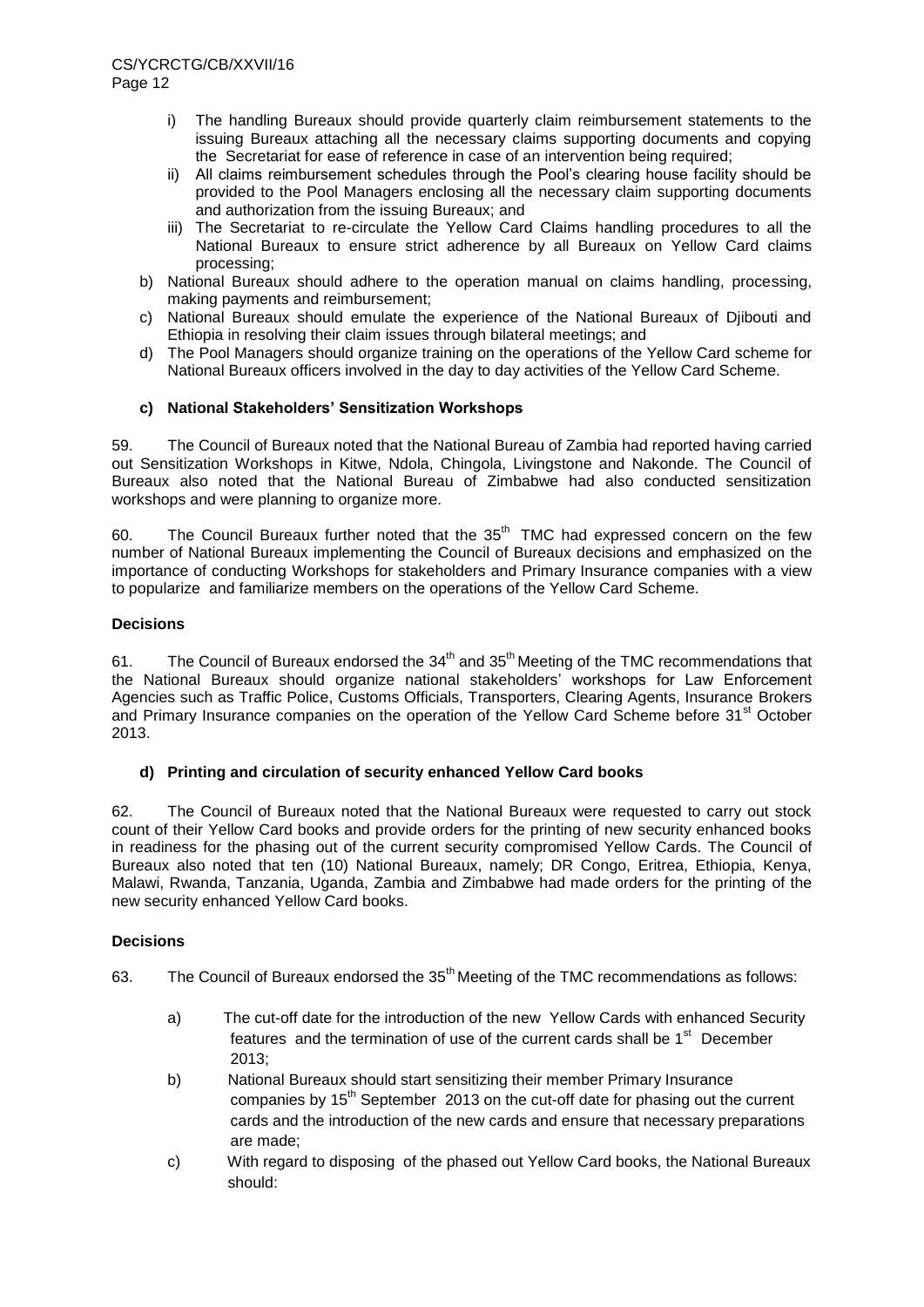i) The handling Bureaux should provide quarterly claim reimbursement statements to the issuing Bureaux attaching all the necessary claims supporting documents and copying the Secretariat for ease of reference in case of an intervention being required;
ii) All claims reimbursement schedules through the Pool's clearing house facility should be provided to the Pool Managers enclosing all the necessary claim supporting documents and authorization from the issuing Bureaux; and
iii) The Secretariat to re-circulate the Yellow Card Claims handling procedures to all the National Bureaux to ensure strict adherence by all Bureaux on Yellow Card claims processing;

b) National Bureaux should adhere to the operation manual on claims handling, processing, making payments and reimbursement;
c) National Bureaux should emulate the experience of the National Bureaux of Djibouti and Ethiopia in resolving their claim issues through bilateral meetings; and
d) The Pool Managers should organize training on the operations of the Yellow Card scheme for National Bureaux officers involved in the day to day activities of the Yellow Card Scheme.

#### c) National Stakeholders' Sensitization Workshops

59. The Council of Bureaux noted that the National Bureau of Zambia had reported having carried out Sensitization Workshops in Kitwe, Ndola, Chingola, Livingstone and Nakonde. The Council of Bureaux also noted that the National Bureau of Zimbabwe had also conducted sensitization workshops and were planning to organize more.

60. The Council Bureaux further noted that the 35th TMC had expressed concern on the few number of National Bureaux implementing the Council of Bureaux decisions and emphasized on the importance of conducting Workshops for stakeholders and Primary Insurance companies with a view to popularize and familiarize members on the operations of the Yellow Card Scheme.

#### Decisions

61. The Council of Bureaux endorsed the 34th and 35th Meeting of the TMC recommendations that the National Bureaux should organize national stakeholders' workshops for Law Enforcement Agencies such as Traffic Police, Customs Officials, Transporters, Clearing Agents, Insurance Brokers and Primary Insurance companies on the operation of the Yellow Card Scheme before 31st October 2013.

#### d) Printing and circulation of security enhanced Yellow Card books

62. The Council of Bureaux noted that the National Bureaux were requested to carry out stock count of their Yellow Card books and provide orders for the printing of new security enhanced books in readiness for the phasing out of the current security compromised Yellow Cards. The Council of Bureaux also noted that ten (10) National Bureaux, namely; DR Congo, Eritrea, Ethiopia, Kenya, Malawi, Rwanda, Tanzania, Uganda, Zambia and Zimbabwe had made orders for the printing of the new security enhanced Yellow Card books.

#### Decisions

63. The Council of Bureaux endorsed the 35th Meeting of the TMC recommendations as follows:

a) The cut-off date for the introduction of the new Yellow Cards with enhanced Security features and the termination of use of the current cards shall be 1st December 2013;
b) National Bureaux should start sensitizing their member Primary Insurance companies by 15th September 2013 on the cut-off date for phasing out the current cards and the introduction of the new cards and ensure that necessary preparations are made;
c) With regard to disposing of the phased out Yellow Card books, the National Bureaux should: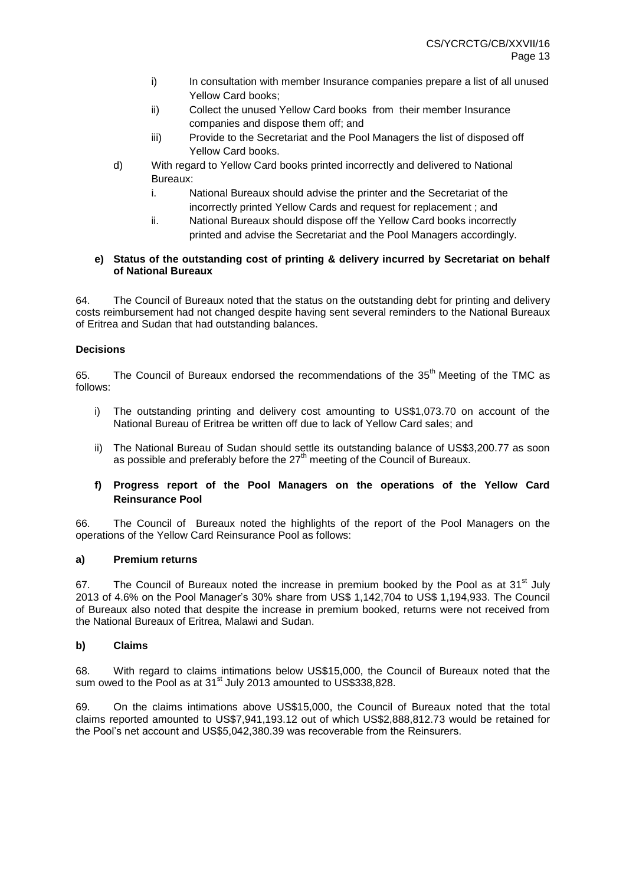i) In consultation with member Insurance companies prepare a list of all unused Yellow Card books;

ii) Collect the unused Yellow Card books from their member Insurance companies and dispose them off; and

iii) Provide to the Secretariat and the Pool Managers the list of disposed off Yellow Card books.

d) With regard to Yellow Card books printed incorrectly and delivered to National Bureaux:

i. National Bureaux should advise the printer and the Secretariat of the incorrectly printed Yellow Cards and request for replacement ; and

ii. National Bureaux should dispose off the Yellow Card books incorrectly printed and advise the Secretariat and the Pool Managers accordingly.

**e) Status of the outstanding cost of printing & delivery incurred by Secretariat on behalf of National Bureaux**

64. The Council of Bureaux noted that the status on the outstanding debt for printing and delivery costs reimbursement had not changed despite having sent several reminders to the National Bureaux of Eritrea and Sudan that had outstanding balances.

**Decisions**

65. The Council of Bureaux endorsed the recommendations of the 35th Meeting of the TMC as follows:

i) The outstanding printing and delivery cost amounting to US$1,073.70 on account of the National Bureau of Eritrea be written off due to lack of Yellow Card sales; and

ii) The National Bureau of Sudan should settle its outstanding balance of US$3,200.77 as soon as possible and preferably before the 27th meeting of the Council of Bureaux.

**f) Progress report of the Pool Managers on the operations of the Yellow Card Reinsurance Pool**

66. The Council of Bureaux noted the highlights of the report of the Pool Managers on the operations of the Yellow Card Reinsurance Pool as follows:

**a) Premium returns**

67. The Council of Bureaux noted the increase in premium booked by the Pool as at 31st July 2013 of 4.6% on the Pool Manager's 30% share from US$ 1,142,704 to US$ 1,194,933. The Council of Bureaux also noted that despite the increase in premium booked, returns were not received from the National Bureaux of Eritrea, Malawi and Sudan.

**b) Claims**

68. With regard to claims intimations below US$15,000, the Council of Bureaux noted that the sum owed to the Pool as at 31st July 2013 amounted to US$338,828.

69. On the claims intimations above US$15,000, the Council of Bureaux noted that the total claims reported amounted to US$7,941,193.12 out of which US$2,888,812.73 would be retained for the Pool's net account and US$5,042,380.39 was recoverable from the Reinsurers.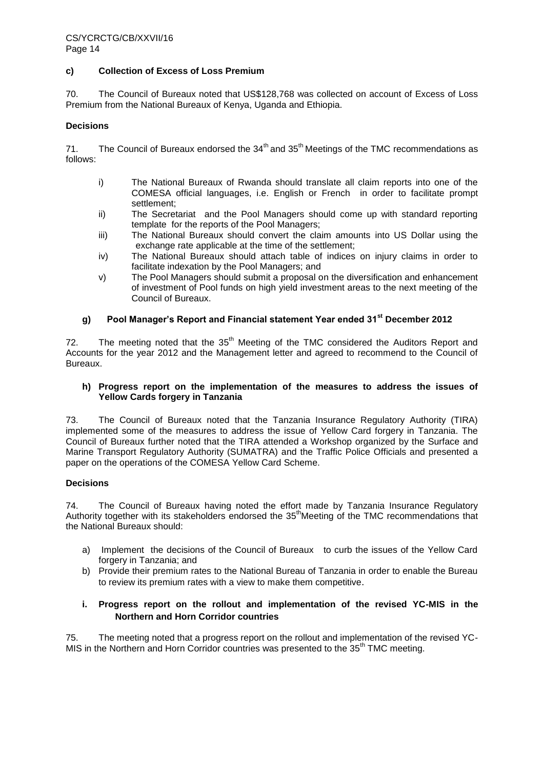#### c) Collection of Excess of Loss Premium

70. The Council of Bureaux noted that US$128,768 was collected on account of Excess of Loss Premium from the National Bureaux of Kenya, Uganda and Ethiopia.

**Decisions**

71. The Council of Bureaux endorsed the 34th and 35th Meetings of the TMC recommendations as follows:

- i) The National Bureaux of Rwanda should translate all claim reports into one of the COMESA official languages, i.e. English or French in order to facilitate prompt settlement;
- ii) The Secretariat and the Pool Managers should come up with standard reporting template for the reports of the Pool Managers;
- iii) The National Bureaux should convert the claim amounts into US Dollar using the exchange rate applicable at the time of the settlement;
- iv) The National Bureaux should attach table of indices on injury claims in order to facilitate indexation by the Pool Managers; and
- v) The Pool Managers should submit a proposal on the diversification and enhancement of investment of Pool funds on high yield investment areas to the next meeting of the Council of Bureaux.

#### g) Pool Manager's Report and Financial statement Year ended 31st December 2012

72. The meeting noted that the 35th Meeting of the TMC considered the Auditors Report and Accounts for the year 2012 and the Management letter and agreed to recommend to the Council of Bureaux.

#### h) Progress report on the implementation of the measures to address the issues of Yellow Cards forgery in Tanzania

73. The Council of Bureaux noted that the Tanzania Insurance Regulatory Authority (TIRA) implemented some of the measures to address the issue of Yellow Card forgery in Tanzania. The Council of Bureaux further noted that the TIRA attended a Workshop organized by the Surface and Marine Transport Regulatory Authority (SUMATRA) and the Traffic Police Officials and presented a paper on the operations of the COMESA Yellow Card Scheme.

**Decisions**

74. The Council of Bureaux having noted the effort made by Tanzania Insurance Regulatory Authority together with its stakeholders endorsed the 35th Meeting of the TMC recommendations that the National Bureaux should:

- a) Implement the decisions of the Council of Bureaux to curb the issues of the Yellow Card forgery in Tanzania; and
- b) Provide their premium rates to the National Bureau of Tanzania in order to enable the Bureau to review its premium rates with a view to make them competitive.

#### i. Progress report on the rollout and implementation of the revised YC-MIS in the Northern and Horn Corridor countries

75. The meeting noted that a progress report on the rollout and implementation of the revised YC-MIS in the Northern and Horn Corridor countries was presented to the 35th TMC meeting.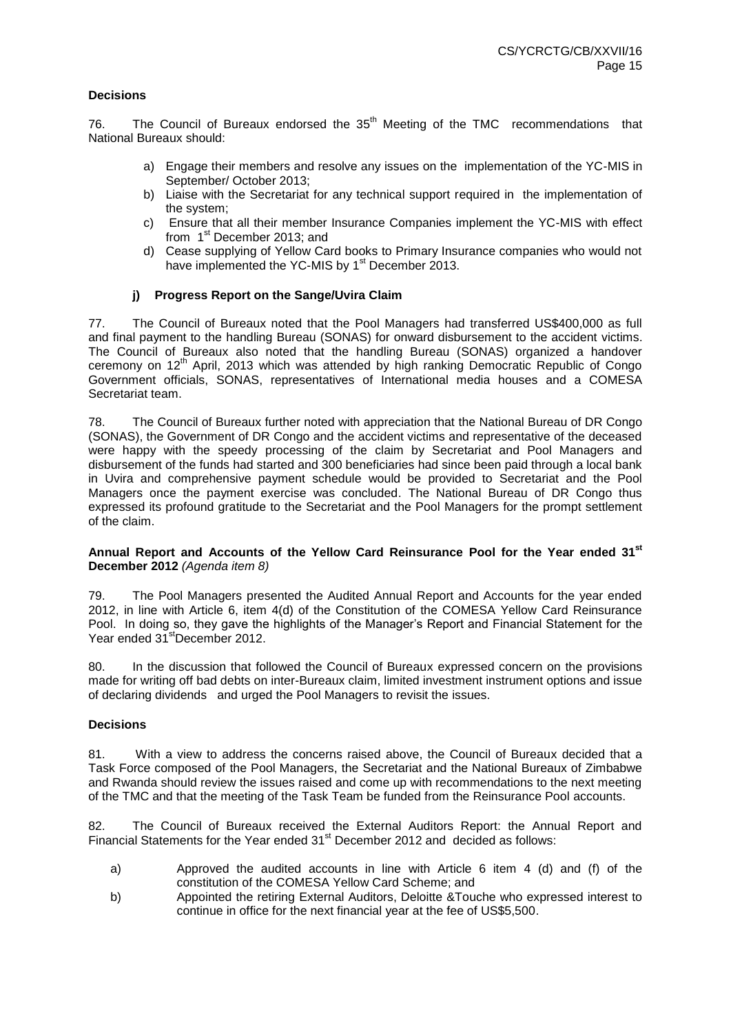**Decisions**

76. The Council of Bureaux endorsed the 35th Meeting of the TMC recommendations that National Bureaux should:

a) Engage their members and resolve any issues on the implementation of the YC-MIS in September/ October 2013;
b) Liaise with the Secretariat for any technical support required in the implementation of the system;
c) Ensure that all their member Insurance Companies implement the YC-MIS with effect from 1st December 2013; and
d) Cease supplying of Yellow Card books to Primary Insurance companies who would not have implemented the YC-MIS by 1st December 2013.

**j) Progress Report on the Sange/Uvira Claim**

77. The Council of Bureaux noted that the Pool Managers had transferred US$400,000 as full and final payment to the handling Bureau (SONAS) for onward disbursement to the accident victims. The Council of Bureaux also noted that the handling Bureau (SONAS) organized a handover ceremony on 12th April, 2013 which was attended by high ranking Democratic Republic of Congo Government officials, SONAS, representatives of International media houses and a COMESA Secretariat team.

78. The Council of Bureaux further noted with appreciation that the National Bureau of DR Congo (SONAS), the Government of DR Congo and the accident victims and representative of the deceased were happy with the speedy processing of the claim by Secretariat and Pool Managers and disbursement of the funds had started and 300 beneficiaries had since been paid through a local bank in Uvira and comprehensive payment schedule would be provided to Secretariat and the Pool Managers once the payment exercise was concluded. The National Bureau of DR Congo thus expressed its profound gratitude to the Secretariat and the Pool Managers for the prompt settlement of the claim.

**Annual Report and Accounts of the Yellow Card Reinsurance Pool for the Year ended 31st December 2012** *(Agenda item 8)*

79. The Pool Managers presented the Audited Annual Report and Accounts for the year ended 2012, in line with Article 6, item 4(d) of the Constitution of the COMESA Yellow Card Reinsurance Pool. In doing so, they gave the highlights of the Manager's Report and Financial Statement for the Year ended 31stDecember 2012.

80. In the discussion that followed the Council of Bureaux expressed concern on the provisions made for writing off bad debts on inter-Bureaux claim, limited investment instrument options and issue of declaring dividends and urged the Pool Managers to revisit the issues.

**Decisions**

81. With a view to address the concerns raised above, the Council of Bureaux decided that a Task Force composed of the Pool Managers, the Secretariat and the National Bureaux of Zimbabwe and Rwanda should review the issues raised and come up with recommendations to the next meeting of the TMC and that the meeting of the Task Team be funded from the Reinsurance Pool accounts.

82. The Council of Bureaux received the External Auditors Report: the Annual Report and Financial Statements for the Year ended 31st December 2012 and decided as follows:

a) Approved the audited accounts in line with Article 6 item 4 (d) and (f) of the constitution of the COMESA Yellow Card Scheme; and
b) Appointed the retiring External Auditors, Deloitte &Touche who expressed interest to continue in office for the next financial year at the fee of US$5,500.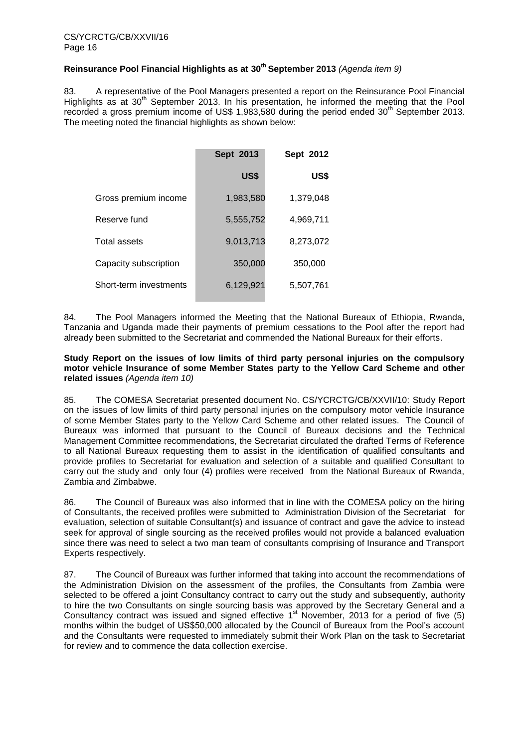**Reinsurance Pool Financial Highlights as at 30th September 2013** *(Agenda item 9)*

83. A representative of the Pool Managers presented a report on the Reinsurance Pool Financial Highlights as at 30th September 2013. In his presentation, he informed the meeting that the Pool recorded a gross premium income of US$ 1,983,580 during the period ended 30th September 2013. The meeting noted the financial highlights as shown below:

| | Sept 2013 | Sept 2012 |
|---|---|---|
| | US$ | US$ |
| Gross premium income | 1,983,580 | 1,379,048 |
| Reserve fund | 5,555,752 | 4,969,711 |
| Total assets | 9,013,713 | 8,273,072 |
| Capacity subscription | 350,000 | 350,000 |
| Short-term investments | 6,129,921 | 5,507,761 |

84. The Pool Managers informed the Meeting that the National Bureaux of Ethiopia, Rwanda, Tanzania and Uganda made their payments of premium cessations to the Pool after the report had already been submitted to the Secretariat and commended the National Bureaux for their efforts.

**Study Report on the issues of low limits of third party personal injuries on the compulsory motor vehicle Insurance of some Member States party to the Yellow Card Scheme and other related issues** *(Agenda item 10)*

85. The COMESA Secretariat presented document No. CS/YCRCTG/CB/XXVII/10: Study Report on the issues of low limits of third party personal injuries on the compulsory motor vehicle Insurance of some Member States party to the Yellow Card Scheme and other related issues. The Council of Bureaux was informed that pursuant to the Council of Bureaux decisions and the Technical Management Committee recommendations, the Secretariat circulated the drafted Terms of Reference to all National Bureaux requesting them to assist in the identification of qualified consultants and provide profiles to Secretariat for evaluation and selection of a suitable and qualified Consultant to carry out the study and only four (4) profiles were received from the National Bureaux of Rwanda, Zambia and Zimbabwe.

86. The Council of Bureaux was also informed that in line with the COMESA policy on the hiring of Consultants, the received profiles were submitted to Administration Division of the Secretariat for evaluation, selection of suitable Consultant(s) and issuance of contract and gave the advice to instead seek for approval of single sourcing as the received profiles would not provide a balanced evaluation since there was need to select a two man team of consultants comprising of Insurance and Transport Experts respectively.

87. The Council of Bureaux was further informed that taking into account the recommendations of the Administration Division on the assessment of the profiles, the Consultants from Zambia were selected to be offered a joint Consultancy contract to carry out the study and subsequently, authority to hire the two Consultants on single sourcing basis was approved by the Secretary General and a Consultancy contract was issued and signed effective 1st November, 2013 for a period of five (5) months within the budget of US$50,000 allocated by the Council of Bureaux from the Pool's account and the Consultants were requested to immediately submit their Work Plan on the task to Secretariat for review and to commence the data collection exercise.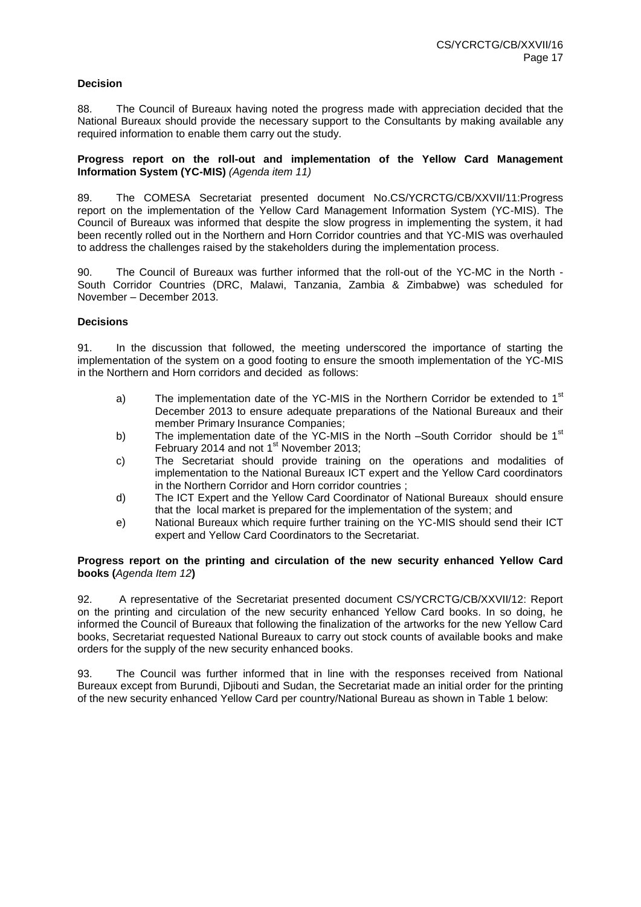**Decision**

88. The Council of Bureaux having noted the progress made with appreciation decided that the National Bureaux should provide the necessary support to the Consultants by making available any required information to enable them carry out the study.

**Progress report on the roll-out and implementation of the Yellow Card Management Information System (YC-MIS)** *(Agenda item 11)*

89. The COMESA Secretariat presented document No.CS/YCRCTG/CB/XXVII/11:Progress report on the implementation of the Yellow Card Management Information System (YC-MIS). The Council of Bureaux was informed that despite the slow progress in implementing the system, it had been recently rolled out in the Northern and Horn Corridor countries and that YC-MIS was overhauled to address the challenges raised by the stakeholders during the implementation process.

90. The Council of Bureaux was further informed that the roll-out of the YC-MC in the North - South Corridor Countries (DRC, Malawi, Tanzania, Zambia & Zimbabwe) was scheduled for November – December 2013.

**Decisions**

91. In the discussion that followed, the meeting underscored the importance of starting the implementation of the system on a good footing to ensure the smooth implementation of the YC-MIS in the Northern and Horn corridors and decided as follows:

a) The implementation date of the YC-MIS in the Northern Corridor be extended to 1st December 2013 to ensure adequate preparations of the National Bureaux and their member Primary Insurance Companies;

b) The implementation date of the YC-MIS in the North –South Corridor should be 1st February 2014 and not 1st November 2013;

c) The Secretariat should provide training on the operations and modalities of implementation to the National Bureaux ICT expert and the Yellow Card coordinators in the Northern Corridor and Horn corridor countries ;

d) The ICT Expert and the Yellow Card Coordinator of National Bureaux should ensure that the local market is prepared for the implementation of the system; and

e) National Bureaux which require further training on the YC-MIS should send their ICT expert and Yellow Card Coordinators to the Secretariat.

**Progress report on the printing and circulation of the new security enhanced Yellow Card books (***Agenda Item 12***)**

92. A representative of the Secretariat presented document CS/YCRCTG/CB/XXVII/12: Report on the printing and circulation of the new security enhanced Yellow Card books. In so doing, he informed the Council of Bureaux that following the finalization of the artworks for the new Yellow Card books, Secretariat requested National Bureaux to carry out stock counts of available books and make orders for the supply of the new security enhanced books.

93. The Council was further informed that in line with the responses received from National Bureaux except from Burundi, Djibouti and Sudan, the Secretariat made an initial order for the printing of the new security enhanced Yellow Card per country/National Bureau as shown in Table 1 below: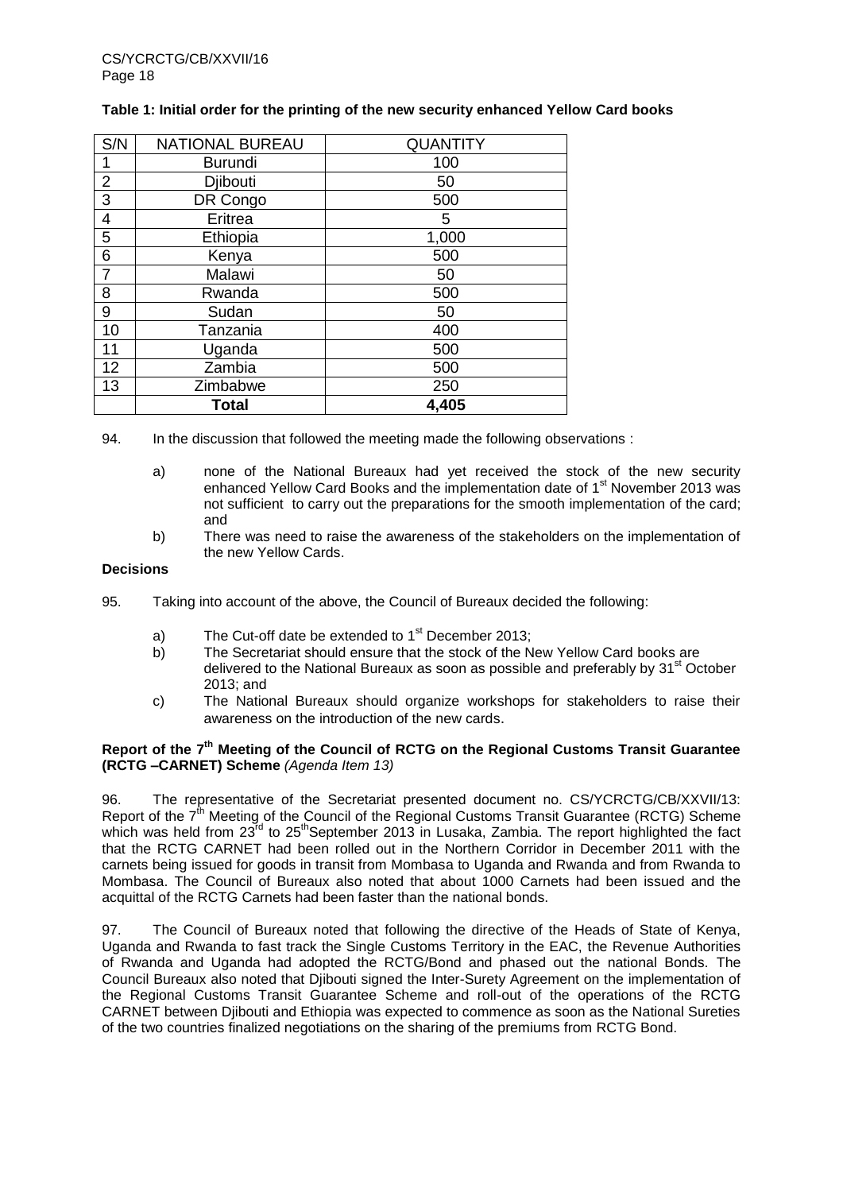**Table 1: Initial order for the printing of the new security enhanced Yellow Card books**

| S/N | NATIONAL BUREAU | QUANTITY |
|---|---|---|
| 1 | Burundi | 100 |
| 2 | Djibouti | 50 |
| 3 | DR Congo | 500 |
| 4 | Eritrea | 5 |
| 5 | Ethiopia | 1,000 |
| 6 | Kenya | 500 |
| 7 | Malawi | 50 |
| 8 | Rwanda | 500 |
| 9 | Sudan | 50 |
| 10 | Tanzania | 400 |
| 11 | Uganda | 500 |
| 12 | Zambia | 500 |
| 13 | Zimbabwe | 250 |
| | **Total** | **4,405** |

94. In the discussion that followed the meeting made the following observations :

a) none of the National Bureaux had yet received the stock of the new security enhanced Yellow Card Books and the implementation date of 1st November 2013 was not sufficient to carry out the preparations for the smooth implementation of the card; and

b) There was need to raise the awareness of the stakeholders on the implementation of the new Yellow Cards.

**Decisions**

95. Taking into account of the above, the Council of Bureaux decided the following:

a) The Cut-off date be extended to 1st December 2013;

b) The Secretariat should ensure that the stock of the New Yellow Card books are delivered to the National Bureaux as soon as possible and preferably by 31st October 2013; and

c) The National Bureaux should organize workshops for stakeholders to raise their awareness on the introduction of the new cards.

**Report of the 7th Meeting of the Council of RCTG on the Regional Customs Transit Guarantee (RCTG –CARNET) Scheme** *(Agenda Item 13)*

96. The representative of the Secretariat presented document no. CS/YCRCTG/CB/XXVII/13: Report of the 7th Meeting of the Council of the Regional Customs Transit Guarantee (RCTG) Scheme which was held from 23rd to 25th September 2013 in Lusaka, Zambia. The report highlighted the fact that the RCTG CARNET had been rolled out in the Northern Corridor in December 2011 with the carnets being issued for goods in transit from Mombasa to Uganda and Rwanda and from Rwanda to Mombasa. The Council of Bureaux also noted that about 1000 Carnets had been issued and the acquittal of the RCTG Carnets had been faster than the national bonds.

97. The Council of Bureaux noted that following the directive of the Heads of State of Kenya, Uganda and Rwanda to fast track the Single Customs Territory in the EAC, the Revenue Authorities of Rwanda and Uganda had adopted the RCTG/Bond and phased out the national Bonds. The Council Bureaux also noted that Djibouti signed the Inter-Surety Agreement on the implementation of the Regional Customs Transit Guarantee Scheme and roll-out of the operations of the RCTG CARNET between Djibouti and Ethiopia was expected to commence as soon as the National Sureties of the two countries finalized negotiations on the sharing of the premiums from RCTG Bond.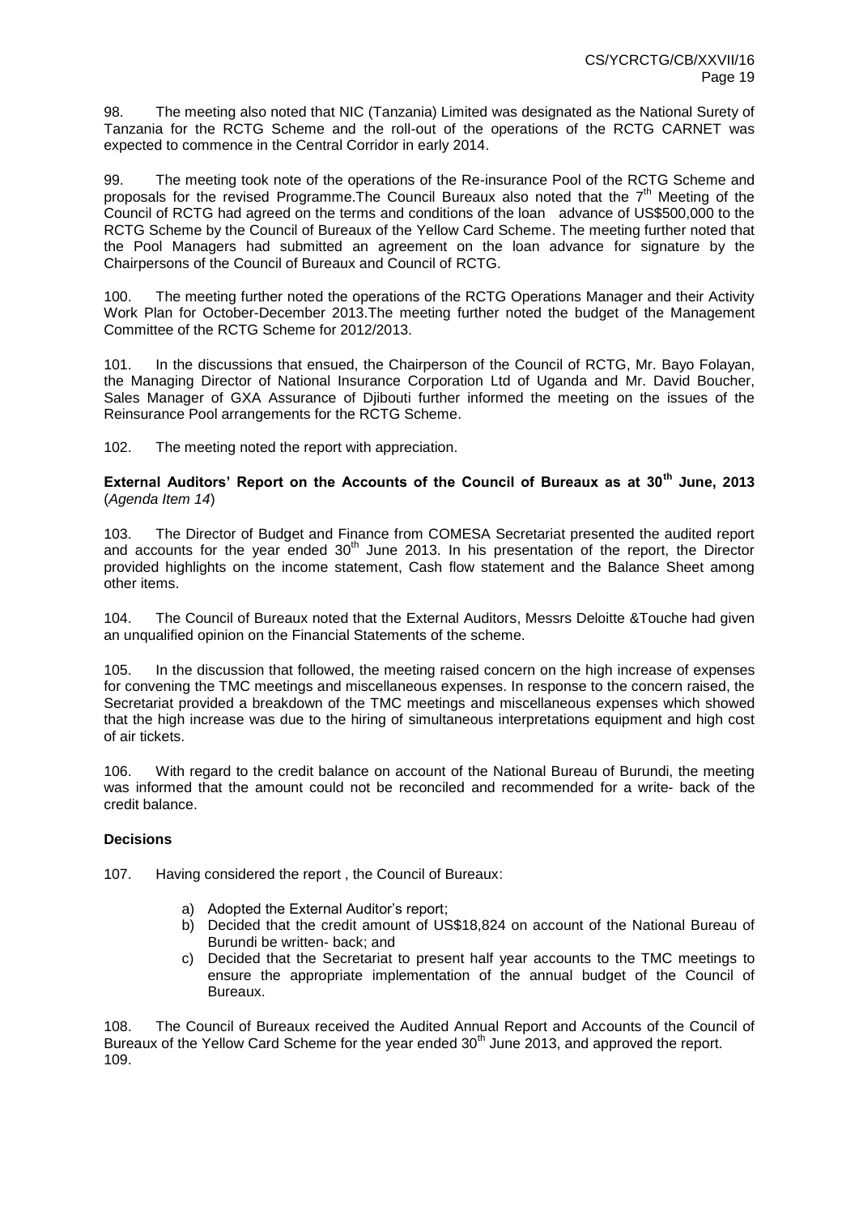98. The meeting also noted that NIC (Tanzania) Limited was designated as the National Surety of Tanzania for the RCTG Scheme and the roll-out of the operations of the RCTG CARNET was expected to commence in the Central Corridor in early 2014.

99. The meeting took note of the operations of the Re-insurance Pool of the RCTG Scheme and proposals for the revised Programme.The Council Bureaux also noted that the 7th Meeting of the Council of RCTG had agreed on the terms and conditions of the loan advance of US$500,000 to the RCTG Scheme by the Council of Bureaux of the Yellow Card Scheme. The meeting further noted that the Pool Managers had submitted an agreement on the loan advance for signature by the Chairpersons of the Council of Bureaux and Council of RCTG.

100. The meeting further noted the operations of the RCTG Operations Manager and their Activity Work Plan for October-December 2013.The meeting further noted the budget of the Management Committee of the RCTG Scheme for 2012/2013.

101. In the discussions that ensued, the Chairperson of the Council of RCTG, Mr. Bayo Folayan, the Managing Director of National Insurance Corporation Ltd of Uganda and Mr. David Boucher, Sales Manager of GXA Assurance of Djibouti further informed the meeting on the issues of the Reinsurance Pool arrangements for the RCTG Scheme.

102. The meeting noted the report with appreciation.

**External Auditors' Report on the Accounts of the Council of Bureaux as at 30th June, 2013** (*Agenda Item 14*)

103. The Director of Budget and Finance from COMESA Secretariat presented the audited report and accounts for the year ended 30th June 2013. In his presentation of the report, the Director provided highlights on the income statement, Cash flow statement and the Balance Sheet among other items.

104. The Council of Bureaux noted that the External Auditors, Messrs Deloitte &Touche had given an unqualified opinion on the Financial Statements of the scheme.

105. In the discussion that followed, the meeting raised concern on the high increase of expenses for convening the TMC meetings and miscellaneous expenses. In response to the concern raised, the Secretariat provided a breakdown of the TMC meetings and miscellaneous expenses which showed that the high increase was due to the hiring of simultaneous interpretations equipment and high cost of air tickets.

106. With regard to the credit balance on account of the National Bureau of Burundi, the meeting was informed that the amount could not be reconciled and recommended for a write- back of the credit balance.

**Decisions**

107. Having considered the report , the Council of Bureaux:

a) Adopted the External Auditor's report;
b) Decided that the credit amount of US$18,824 on account of the National Bureau of Burundi be written- back; and
c) Decided that the Secretariat to present half year accounts to the TMC meetings to ensure the appropriate implementation of the annual budget of the Council of Bureaux.

108. The Council of Bureaux received the Audited Annual Report and Accounts of the Council of Bureaux of the Yellow Card Scheme for the year ended 30th June 2013, and approved the report.

109.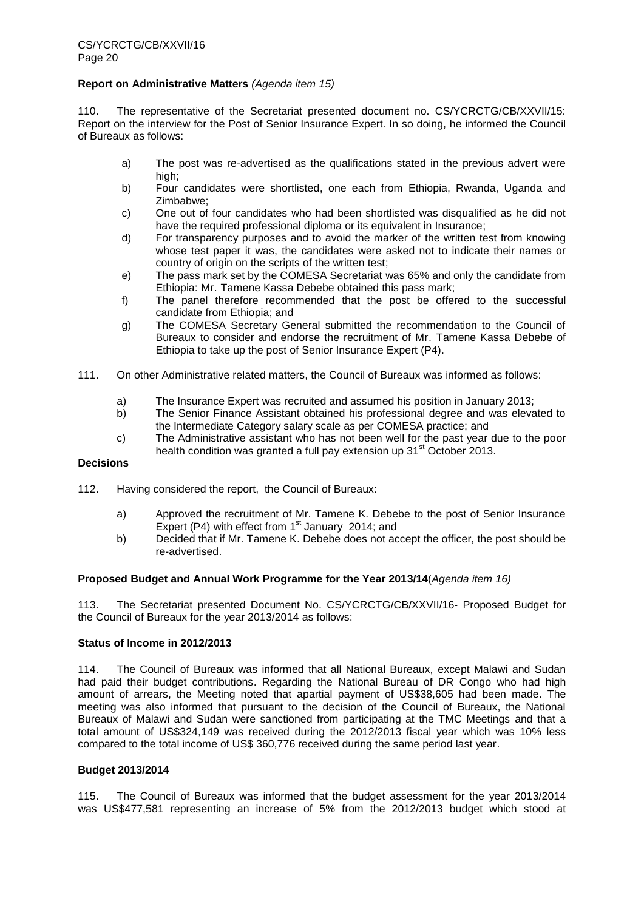**Report on Administrative Matters** *(Agenda item 15)*

110. The representative of the Secretariat presented document no. CS/YCRCTG/CB/XXVII/15: Report on the interview for the Post of Senior Insurance Expert. In so doing, he informed the Council of Bureaux as follows:

a) The post was re-advertised as the qualifications stated in the previous advert were high;
b) Four candidates were shortlisted, one each from Ethiopia, Rwanda, Uganda and Zimbabwe;
c) One out of four candidates who had been shortlisted was disqualified as he did not have the required professional diploma or its equivalent in Insurance;
d) For transparency purposes and to avoid the marker of the written test from knowing whose test paper it was, the candidates were asked not to indicate their names or country of origin on the scripts of the written test;
e) The pass mark set by the COMESA Secretariat was 65% and only the candidate from Ethiopia: Mr. Tamene Kassa Debebe obtained this pass mark;
f) The panel therefore recommended that the post be offered to the successful candidate from Ethiopia; and
g) The COMESA Secretary General submitted the recommendation to the Council of Bureaux to consider and endorse the recruitment of Mr. Tamene Kassa Debebe of Ethiopia to take up the post of Senior Insurance Expert (P4).

111. On other Administrative related matters, the Council of Bureaux was informed as follows:

a) The Insurance Expert was recruited and assumed his position in January 2013;
b) The Senior Finance Assistant obtained his professional degree and was elevated to the Intermediate Category salary scale as per COMESA practice; and
c) The Administrative assistant who has not been well for the past year due to the poor health condition was granted a full pay extension up 31st October 2013.

**Decisions**

112. Having considered the report, the Council of Bureaux:

a) Approved the recruitment of Mr. Tamene K. Debebe to the post of Senior Insurance Expert (P4) with effect from 1st January 2014; and
b) Decided that if Mr. Tamene K. Debebe does not accept the officer, the post should be re-advertised.

**Proposed Budget and Annual Work Programme for the Year 2013/14**(*Agenda item 16)*

113. The Secretariat presented Document No. CS/YCRCTG/CB/XXVII/16- Proposed Budget for the Council of Bureaux for the year 2013/2014 as follows:

**Status of Income in 2012/2013**

114. The Council of Bureaux was informed that all National Bureaux, except Malawi and Sudan had paid their budget contributions. Regarding the National Bureau of DR Congo who had high amount of arrears, the Meeting noted that apartial payment of US$38,605 had been made. The meeting was also informed that pursuant to the decision of the Council of Bureaux, the National Bureaux of Malawi and Sudan were sanctioned from participating at the TMC Meetings and that a total amount of US$324,149 was received during the 2012/2013 fiscal year which was 10% less compared to the total income of US$ 360,776 received during the same period last year.

**Budget 2013/2014**

115. The Council of Bureaux was informed that the budget assessment for the year 2013/2014 was US$477,581 representing an increase of 5% from the 2012/2013 budget which stood at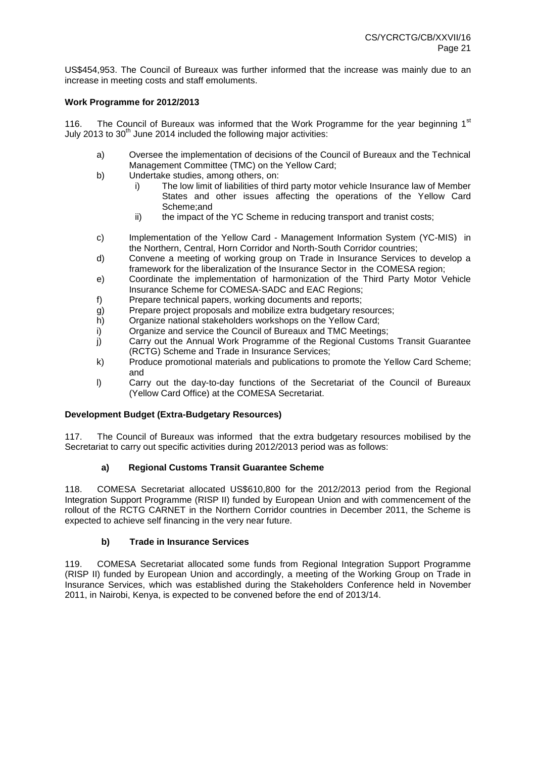US$454,953. The Council of Bureaux was further informed that the increase was mainly due to an increase in meeting costs and staff emoluments.

**Work Programme for 2012/2013**

116. The Council of Bureaux was informed that the Work Programme for the year beginning 1st July 2013 to 30th June 2014 included the following major activities:

a) Oversee the implementation of decisions of the Council of Bureaux and the Technical Management Committee (TMC) on the Yellow Card;
b) Undertake studies, among others, on:
   i) The low limit of liabilities of third party motor vehicle Insurance law of Member States and other issues affecting the operations of the Yellow Card Scheme;and
   ii) the impact of the YC Scheme in reducing transport and tranist costs;
c) Implementation of the Yellow Card - Management Information System (YC-MIS) in the Northern, Central, Horn Corridor and North-South Corridor countries;
d) Convene a meeting of working group on Trade in Insurance Services to develop a framework for the liberalization of the Insurance Sector in the COMESA region;
e) Coordinate the implementation of harmonization of the Third Party Motor Vehicle Insurance Scheme for COMESA-SADC and EAC Regions;
f) Prepare technical papers, working documents and reports;
g) Prepare project proposals and mobilize extra budgetary resources;
h) Organize national stakeholders workshops on the Yellow Card;
i) Organize and service the Council of Bureaux and TMC Meetings;
j) Carry out the Annual Work Programme of the Regional Customs Transit Guarantee (RCTG) Scheme and Trade in Insurance Services;
k) Produce promotional materials and publications to promote the Yellow Card Scheme; and
l) Carry out the day-to-day functions of the Secretariat of the Council of Bureaux (Yellow Card Office) at the COMESA Secretariat.

**Development Budget (Extra-Budgetary Resources)**

117. The Council of Bureaux was informed that the extra budgetary resources mobilised by the Secretariat to carry out specific activities during 2012/2013 period was as follows:

**a) Regional Customs Transit Guarantee Scheme**

118. COMESA Secretariat allocated US$610,800 for the 2012/2013 period from the Regional Integration Support Programme (RISP II) funded by European Union and with commencement of the rollout of the RCTG CARNET in the Northern Corridor countries in December 2011, the Scheme is expected to achieve self financing in the very near future.

**b) Trade in Insurance Services**

119. COMESA Secretariat allocated some funds from Regional Integration Support Programme (RISP II) funded by European Union and accordingly, a meeting of the Working Group on Trade in Insurance Services, which was established during the Stakeholders Conference held in November 2011, in Nairobi, Kenya, is expected to be convened before the end of 2013/14.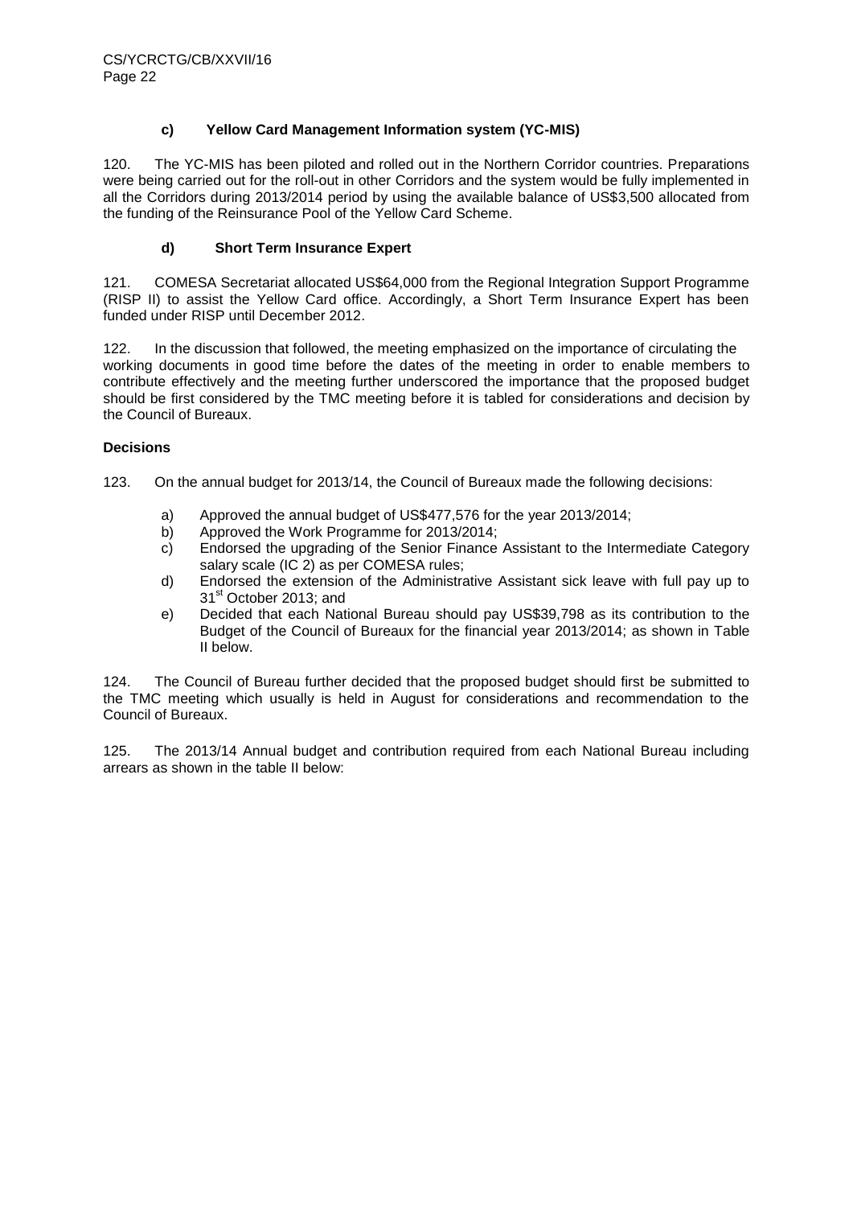### c) Yellow Card Management Information system (YC-MIS)

120. The YC-MIS has been piloted and rolled out in the Northern Corridor countries. Preparations were being carried out for the roll-out in other Corridors and the system would be fully implemented in all the Corridors during 2013/2014 period by using the available balance of US$3,500 allocated from the funding of the Reinsurance Pool of the Yellow Card Scheme.

### d) Short Term Insurance Expert

121. COMESA Secretariat allocated US$64,000 from the Regional Integration Support Programme (RISP II) to assist the Yellow Card office. Accordingly, a Short Term Insurance Expert has been funded under RISP until December 2012.

122. In the discussion that followed, the meeting emphasized on the importance of circulating the working documents in good time before the dates of the meeting in order to enable members to contribute effectively and the meeting further underscored the importance that the proposed budget should be first considered by the TMC meeting before it is tabled for considerations and decision by the Council of Bureaux.

**Decisions**

123. On the annual budget for 2013/14, the Council of Bureaux made the following decisions:

a) Approved the annual budget of US$477,576 for the year 2013/2014;
b) Approved the Work Programme for 2013/2014;
c) Endorsed the upgrading of the Senior Finance Assistant to the Intermediate Category salary scale (IC 2) as per COMESA rules;
d) Endorsed the extension of the Administrative Assistant sick leave with full pay up to 31st October 2013; and
e) Decided that each National Bureau should pay US$39,798 as its contribution to the Budget of the Council of Bureaux for the financial year 2013/2014; as shown in Table II below.

124. The Council of Bureau further decided that the proposed budget should first be submitted to the TMC meeting which usually is held in August for considerations and recommendation to the Council of Bureaux.

125. The 2013/14 Annual budget and contribution required from each National Bureau including arrears as shown in the table II below: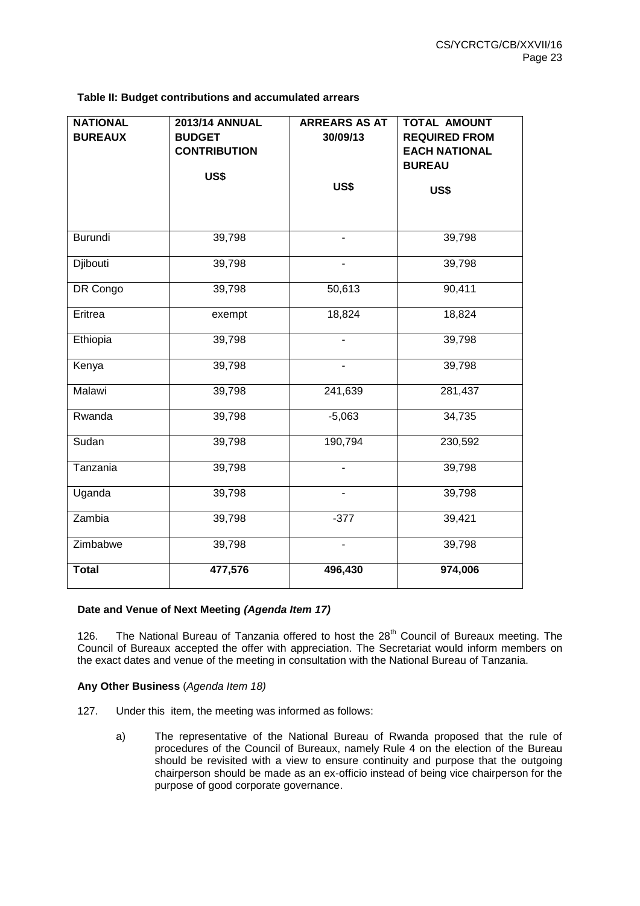**Table II: Budget contributions and accumulated arrears**

| NATIONAL BUREAUX | 2013/14 ANNUAL BUDGET CONTRIBUTION US$ | ARREARS AS AT 30/09/13 US$ | TOTAL AMOUNT REQUIRED FROM EACH NATIONAL BUREAU US$ |
|---|---|---|---|
| Burundi | 39,798 | - | 39,798 |
| Djibouti | 39,798 | - | 39,798 |
| DR Congo | 39,798 | 50,613 | 90,411 |
| Eritrea | exempt | 18,824 | 18,824 |
| Ethiopia | 39,798 | - | 39,798 |
| Kenya | 39,798 | - | 39,798 |
| Malawi | 39,798 | 241,639 | 281,437 |
| Rwanda | 39,798 | -5,063 | 34,735 |
| Sudan | 39,798 | 190,794 | 230,592 |
| Tanzania | 39,798 | - | 39,798 |
| Uganda | 39,798 | - | 39,798 |
| Zambia | 39,798 | -377 | 39,421 |
| Zimbabwe | 39,798 | - | 39,798 |
| **Total** | **477,576** | **496,430** | **974,006** |

**Date and Venue of Next Meeting *(Agenda Item 17)***

126. The National Bureau of Tanzania offered to host the 28th Council of Bureaux meeting. The Council of Bureaux accepted the offer with appreciation. The Secretariat would inform members on the exact dates and venue of the meeting in consultation with the National Bureau of Tanzania.

**Any Other Business** (*Agenda Item 18)*

127. Under this item, the meeting was informed as follows:

a) The representative of the National Bureau of Rwanda proposed that the rule of procedures of the Council of Bureaux, namely Rule 4 on the election of the Bureau should be revisited with a view to ensure continuity and purpose that the outgoing chairperson should be made as an ex-officio instead of being vice chairperson for the purpose of good corporate governance.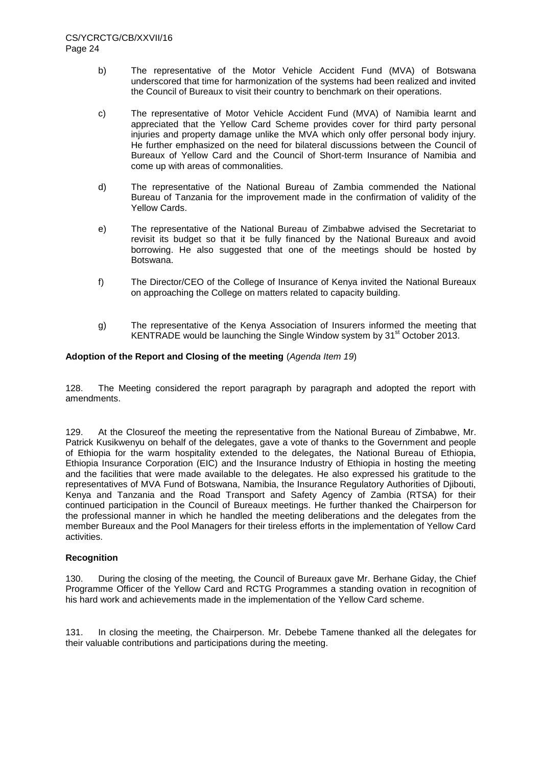b) The representative of the Motor Vehicle Accident Fund (MVA) of Botswana underscored that time for harmonization of the systems had been realized and invited the Council of Bureaux to visit their country to benchmark on their operations.

c) The representative of Motor Vehicle Accident Fund (MVA) of Namibia learnt and appreciated that the Yellow Card Scheme provides cover for third party personal injuries and property damage unlike the MVA which only offer personal body injury. He further emphasized on the need for bilateral discussions between the Council of Bureaux of Yellow Card and the Council of Short-term Insurance of Namibia and come up with areas of commonalities.

d) The representative of the National Bureau of Zambia commended the National Bureau of Tanzania for the improvement made in the confirmation of validity of the Yellow Cards.

e) The representative of the National Bureau of Zimbabwe advised the Secretariat to revisit its budget so that it be fully financed by the National Bureaux and avoid borrowing. He also suggested that one of the meetings should be hosted by Botswana.

f) The Director/CEO of the College of Insurance of Kenya invited the National Bureaux on approaching the College on matters related to capacity building.

g) The representative of the Kenya Association of Insurers informed the meeting that KENTRADE would be launching the Single Window system by 31st October 2013.

**Adoption of the Report and Closing of the meeting** (*Agenda Item 19*)

128. The Meeting considered the report paragraph by paragraph and adopted the report with amendments.

129. At the Closureof the meeting the representative from the National Bureau of Zimbabwe, Mr. Patrick Kusikwenyu on behalf of the delegates, gave a vote of thanks to the Government and people of Ethiopia for the warm hospitality extended to the delegates, the National Bureau of Ethiopia, Ethiopia Insurance Corporation (EIC) and the Insurance Industry of Ethiopia in hosting the meeting and the facilities that were made available to the delegates. He also expressed his gratitude to the representatives of MVA Fund of Botswana, Namibia, the Insurance Regulatory Authorities of Djibouti, Kenya and Tanzania and the Road Transport and Safety Agency of Zambia (RTSA) for their continued participation in the Council of Bureaux meetings. He further thanked the Chairperson for the professional manner in which he handled the meeting deliberations and the delegates from the member Bureaux and the Pool Managers for their tireless efforts in the implementation of Yellow Card activities.

**Recognition**

130. During the closing of the meeting*,* the Council of Bureaux gave Mr. Berhane Giday, the Chief Programme Officer of the Yellow Card and RCTG Programmes a standing ovation in recognition of his hard work and achievements made in the implementation of the Yellow Card scheme.

131. In closing the meeting, the Chairperson. Mr. Debebe Tamene thanked all the delegates for their valuable contributions and participations during the meeting.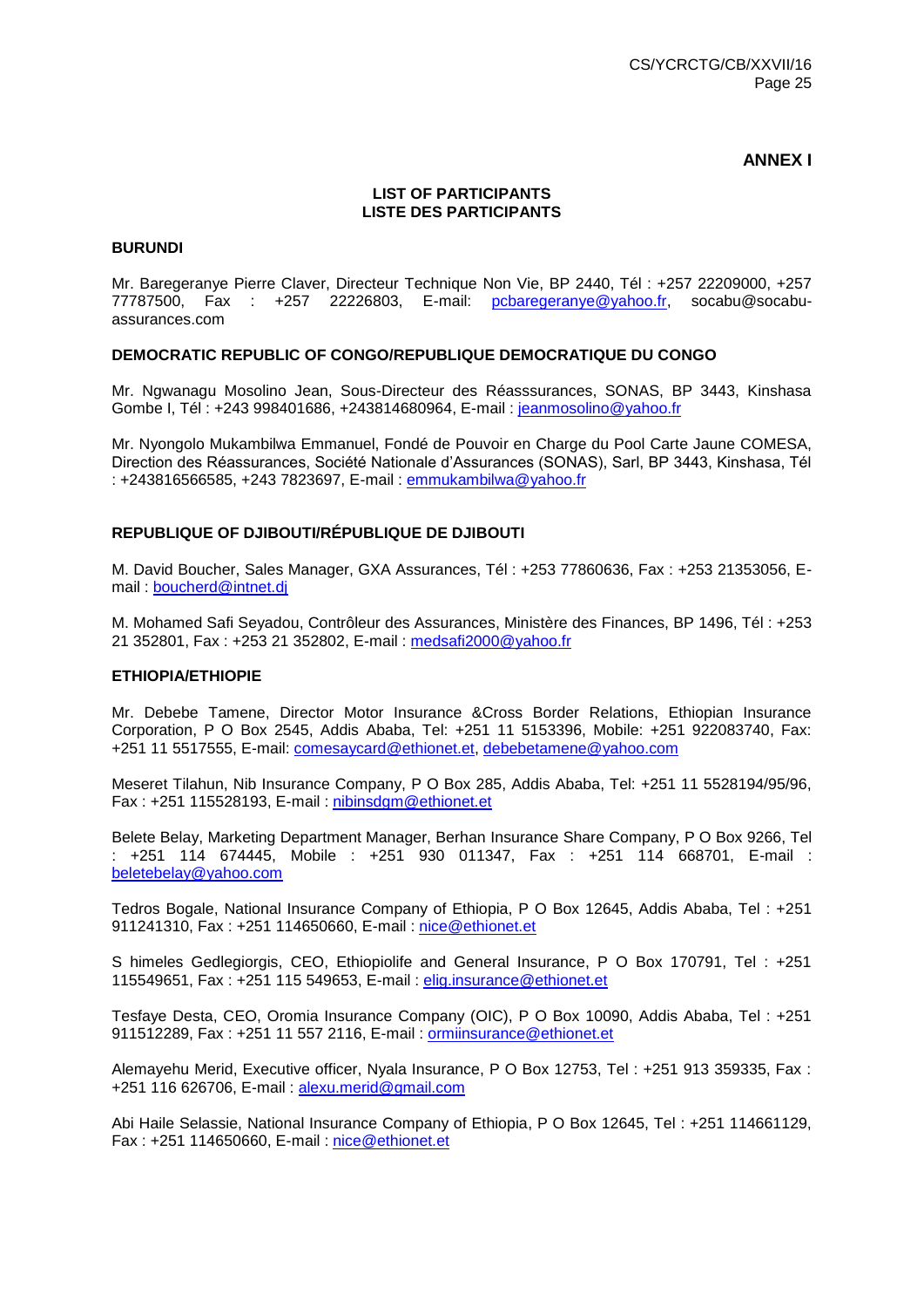**ANNEX I**

**LIST OF PARTICIPANTS**
**LISTE DES PARTICIPANTS**

**BURUNDI**

Mr. Baregeranye Pierre Claver, Directeur Technique Non Vie, BP 2440, Tél : +257 22209000, +257 77787500, Fax : +257 22226803, E-mail: pcbaregeranye@yahoo.fr, socabu@socabu-assurances.com

**DEMOCRATIC REPUBLIC OF CONGO/REPUBLIQUE DEMOCRATIQUE DU CONGO**

Mr. Ngwanagu Mosolino Jean, Sous-Directeur des Réasssurances, SONAS, BP 3443, Kinshasa Gombe I, Tél : +243 998401686, +243814680964, E-mail : jeanmosolino@yahoo.fr

Mr. Nyongolo Mukambilwa Emmanuel, Fondé de Pouvoir en Charge du Pool Carte Jaune COMESA, Direction des Réassurances, Société Nationale d'Assurances (SONAS), Sarl, BP 3443, Kinshasa, Tél : +243816566585, +243 7823697, E-mail : emmukambilwa@yahoo.fr

**REPUBLIQUE OF DJIBOUTI/RÉPUBLIQUE DE DJIBOUTI**

M. David Boucher, Sales Manager, GXA Assurances, Tél : +253 77860636, Fax : +253 21353056, E-mail : boucherd@intnet.dj

M. Mohamed Safi Seyadou, Contrôleur des Assurances, Ministère des Finances, BP 1496, Tél : +253 21 352801, Fax : +253 21 352802, E-mail : medsafi2000@yahoo.fr

**ETHIOPIA/ETHIOPIE**

Mr. Debebe Tamene, Director Motor Insurance &Cross Border Relations, Ethiopian Insurance Corporation, P O Box 2545, Addis Ababa, Tel: +251 11 5153396, Mobile: +251 922083740, Fax: +251 11 5517555, E-mail: comesaycard@ethionet.et, debebetamene@yahoo.com

Meseret Tilahun, Nib Insurance Company, P O Box 285, Addis Ababa, Tel: +251 11 5528194/95/96, Fax : +251 115528193, E-mail : nibinsdgm@ethionet.et

Belete Belay, Marketing Department Manager, Berhan Insurance Share Company, P O Box 9266, Tel : +251 114 674445, Mobile : +251 930 011347, Fax : +251 114 668701, E-mail : beletebelay@yahoo.com

Tedros Bogale, National Insurance Company of Ethiopia, P O Box 12645, Addis Ababa, Tel : +251 911241310, Fax : +251 114650660, E-mail : nice@ethionet.et

S himeles Gedlegiorgis, CEO, Ethiopiolife and General Insurance, P O Box 170791, Tel : +251 115549651, Fax : +251 115 549653, E-mail : elig.insurance@ethionet.et

Tesfaye Desta, CEO, Oromia Insurance Company (OIC), P O Box 10090, Addis Ababa, Tel : +251 911512289, Fax : +251 11 557 2116, E-mail : ormiinsurance@ethionet.et

Alemayehu Merid, Executive officer, Nyala Insurance, P O Box 12753, Tel : +251 913 359335, Fax : +251 116 626706, E-mail : alexu.merid@gmail.com

Abi Haile Selassie, National Insurance Company of Ethiopia, P O Box 12645, Tel : +251 114661129, Fax : +251 114650660, E-mail : nice@ethionet.et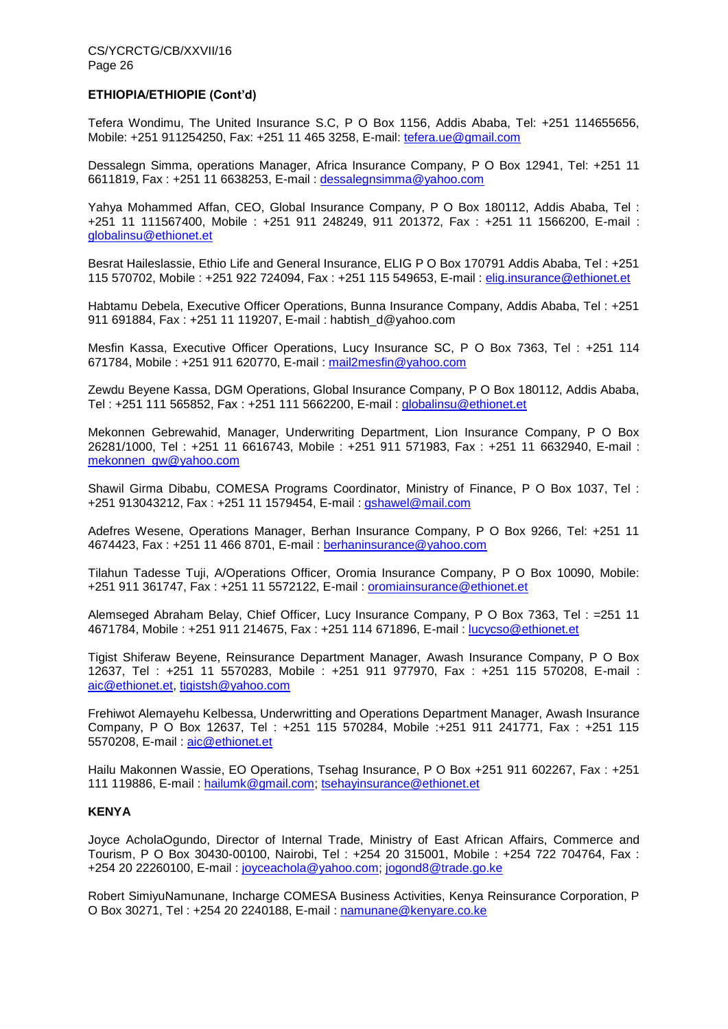**ETHIOPIA/ETHIOPIE (Cont'd)**

Tefera Wondimu, The United Insurance S.C, P O Box 1156, Addis Ababa, Tel: +251 114655656, Mobile: +251 911254250, Fax: +251 11 465 3258, E-mail: tefera.ue@gmail.com

Dessalegn Simma, operations Manager, Africa Insurance Company, P O Box 12941, Tel: +251 11 6611819, Fax : +251 11 6638253, E-mail : dessalegnsimma@yahoo.com

Yahya Mohammed Affan, CEO, Global Insurance Company, P O Box 180112, Addis Ababa, Tel : +251 11 111567400, Mobile : +251 911 248249, 911 201372, Fax : +251 11 1566200, E-mail : globalinsu@ethionet.et

Besrat Haileslassie, Ethio Life and General Insurance, ELIG P O Box 170791 Addis Ababa, Tel : +251 115 570702, Mobile : +251 922 724094, Fax : +251 115 549653, E-mail : elig.insurance@ethionet.et

Habtamu Debela, Executive Officer Operations, Bunna Insurance Company, Addis Ababa, Tel : +251 911 691884, Fax : +251 11 119207, E-mail : habtish_d@yahoo.com

Mesfin Kassa, Executive Officer Operations, Lucy Insurance SC, P O Box 7363, Tel : +251 114 671784, Mobile : +251 911 620770, E-mail : mail2mesfin@yahoo.com

Zewdu Beyene Kassa, DGM Operations, Global Insurance Company, P O Box 180112, Addis Ababa, Tel : +251 111 565852, Fax : +251 111 5662200, E-mail : globalinsu@ethionet.et

Mekonnen Gebrewahid, Manager, Underwriting Department, Lion Insurance Company, P O Box 26281/1000, Tel : +251 11 6616743, Mobile : +251 911 571983, Fax : +251 11 6632940, E-mail : mekonnen_gw@yahoo.com

Shawil Girma Dibabu, COMESA Programs Coordinator, Ministry of Finance, P O Box 1037, Tel : +251 913043212, Fax : +251 11 1579454, E-mail : gshawel@mail.com

Adefres Wesene, Operations Manager, Berhan Insurance Company, P O Box 9266, Tel: +251 11 4674423, Fax : +251 11 466 8701, E-mail : berhaninsurance@yahoo.com

Tilahun Tadesse Tuji, A/Operations Officer, Oromia Insurance Company, P O Box 10090, Mobile: +251 911 361747, Fax : +251 11 5572122, E-mail : oromiainsurance@ethionet.et

Alemseged Abraham Belay, Chief Officer, Lucy Insurance Company, P O Box 7363, Tel : =251 11 4671784, Mobile : +251 911 214675, Fax : +251 114 671896, E-mail : lucycso@ethionet.et

Tigist Shiferaw Beyene, Reinsurance Department Manager, Awash Insurance Company, P O Box 12637, Tel : +251 11 5570283, Mobile : +251 911 977970, Fax : +251 115 570208, E-mail : aic@ethionet.et, tigistsh@yahoo.com

Frehiwot Alemayehu Kelbessa, Underwritting and Operations Department Manager, Awash Insurance Company, P O Box 12637, Tel : +251 115 570284, Mobile :+251 911 241771, Fax : +251 115 5570208, E-mail : aic@ethionet.et

Hailu Makonnen Wassie, EO Operations, Tsehag Insurance, P O Box +251 911 602267, Fax : +251 111 119886, E-mail : hailumk@gmail.com; tsehayinsurance@ethionet.et

**KENYA**

Joyce AcholaOgundo, Director of Internal Trade, Ministry of East African Affairs, Commerce and Tourism, P O Box 30430-00100, Nairobi, Tel : +254 20 315001, Mobile : +254 722 704764, Fax : +254 20 22260100, E-mail : joyceachola@yahoo.com; jogond8@trade.go.ke

Robert SimiyuNamunane, Incharge COMESA Business Activities, Kenya Reinsurance Corporation, P O Box 30271, Tel : +254 20 2240188, E-mail : namunane@kenyare.co.ke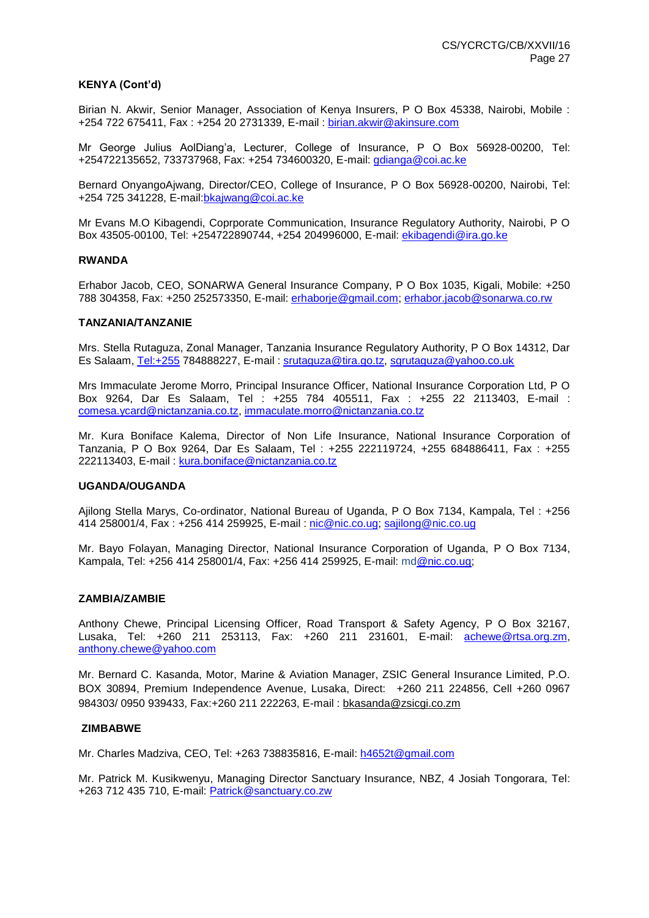**KENYA (Cont'd)**

Birian N. Akwir, Senior Manager, Association of Kenya Insurers, P O Box 45338, Nairobi, Mobile : +254 722 675411, Fax : +254 20 2731339, E-mail : birian.akwir@akinsure.com

Mr George Julius AolDiang'a, Lecturer, College of Insurance, P O Box 56928-00200, Tel: +254722135652, 733737968, Fax: +254 734600320, E-mail: gdianga@coi.ac.ke

Bernard OnyangoAjwang, Director/CEO, College of Insurance, P O Box 56928-00200, Nairobi, Tel: +254 725 341228, E-mail:bkajwang@coi.ac.ke

Mr Evans M.O Kibagendi, Coprporate Communication, Insurance Regulatory Authority, Nairobi, P O Box 43505-00100, Tel: +254722890744, +254 204996000, E-mail: ekibagendi@ira.go.ke

**RWANDA**

Erhabor Jacob, CEO, SONARWA General Insurance Company, P O Box 1035, Kigali, Mobile: +250 788 304358, Fax: +250 252573350, E-mail: erhaborje@gmail.com; erhabor.jacob@sonarwa.co.rw

**TANZANIA/TANZANIE**

Mrs. Stella Rutaguza, Zonal Manager, Tanzania Insurance Regulatory Authority, P O Box 14312, Dar Es Salaam, Tel:+255 784888227, E-mail : srutaguza@tira.go.tz, sgrutaguza@yahoo.co.uk

Mrs Immaculate Jerome Morro, Principal Insurance Officer, National Insurance Corporation Ltd, P O Box 9264, Dar Es Salaam, Tel : +255 784 405511, Fax : +255 22 2113403, E-mail : comesa.ycard@nictanzania.co.tz, immaculate.morro@nictanzania.co.tz

Mr. Kura Boniface Kalema, Director of Non Life Insurance, National Insurance Corporation of Tanzania, P O Box 9264, Dar Es Salaam, Tel : +255 222119724, +255 684886411, Fax : +255 222113403, E-mail : kura.boniface@nictanzania.co.tz

**UGANDA/OUGANDA**

Ajilong Stella Marys, Co-ordinator, National Bureau of Uganda, P O Box 7134, Kampala, Tel : +256 414 258001/4, Fax : +256 414 259925, E-mail : nic@nic.co.ug; sajilong@nic.co.ug

Mr. Bayo Folayan, Managing Director, National Insurance Corporation of Uganda, P O Box 7134, Kampala, Tel: +256 414 258001/4, Fax: +256 414 259925, E-mail: md@nic.co.ug;

**ZAMBIA/ZAMBIE**

Anthony Chewe, Principal Licensing Officer, Road Transport & Safety Agency, P O Box 32167, Lusaka, Tel: +260 211 253113, Fax: +260 211 231601, E-mail: achewe@rtsa.org.zm, anthony.chewe@yahoo.com

Mr. Bernard C. Kasanda, Motor, Marine & Aviation Manager, ZSIC General Insurance Limited, P.O. BOX 30894, Premium Independence Avenue, Lusaka, Direct: +260 211 224856, Cell +260 0967 984303/ 0950 939433, Fax:+260 211 222263, E-mail : bkasanda@zsicgi.co.zm

**ZIMBABWE**

Mr. Charles Madziva, CEO, Tel: +263 738835816, E-mail: h4652t@gmail.com

Mr. Patrick M. Kusikwenyu, Managing Director Sanctuary Insurance, NBZ, 4 Josiah Tongorara, Tel: +263 712 435 710, E-mail: Patrick@sanctuary.co.zw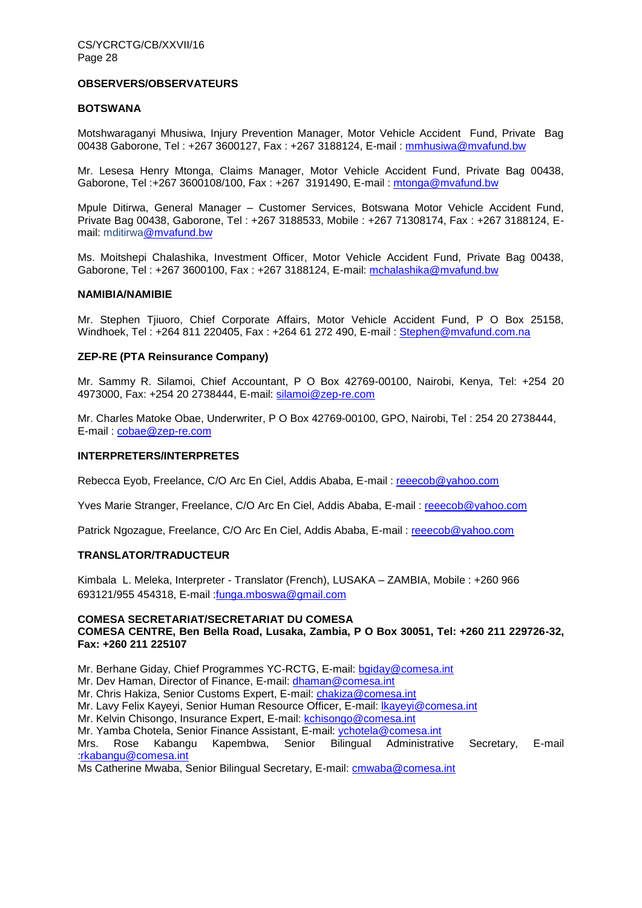**OBSERVERS/OBSERVATEURS**

**BOTSWANA**

Motshwaraganyi Mhusiwa, Injury Prevention Manager, Motor Vehicle Accident Fund, Private Bag 00438 Gaborone, Tel : +267 3600127, Fax : +267 3188124, E-mail : mmhusiwa@mvafund.bw

Mr. Lesesa Henry Mtonga, Claims Manager, Motor Vehicle Accident Fund, Private Bag 00438, Gaborone, Tel :+267 3600108/100, Fax : +267 3191490, E-mail : mtonga@mvafund.bw

Mpule Ditirwa, General Manager – Customer Services, Botswana Motor Vehicle Accident Fund, Private Bag 00438, Gaborone, Tel : +267 3188533, Mobile : +267 71308174, Fax : +267 3188124, E-mail: mditirwa@mvafund.bw

Ms. Moitshepi Chalashika, Investment Officer, Motor Vehicle Accident Fund, Private Bag 00438, Gaborone, Tel : +267 3600100, Fax : +267 3188124, E-mail: mchalashika@mvafund.bw

**NAMIBIA/NAMIBIE**

Mr. Stephen Tjiuoro, Chief Corporate Affairs, Motor Vehicle Accident Fund, P O Box 25158, Windhoek, Tel : +264 811 220405, Fax : +264 61 272 490, E-mail : Stephen@mvafund.com.na

**ZEP-RE (PTA Reinsurance Company)**

Mr. Sammy R. Silamoi, Chief Accountant, P O Box 42769-00100, Nairobi, Kenya, Tel: +254 20 4973000, Fax: +254 20 2738444, E-mail: silamoi@zep-re.com

Mr. Charles Matoke Obae, Underwriter, P O Box 42769-00100, GPO, Nairobi, Tel : 254 20 2738444, E-mail : cobae@zep-re.com

**INTERPRETERS/INTERPRETES**

Rebecca Eyob, Freelance, C/O Arc En Ciel, Addis Ababa, E-mail : reeecob@yahoo.com

Yves Marie Stranger, Freelance, C/O Arc En Ciel, Addis Ababa, E-mail : reeecob@yahoo.com

Patrick Ngozague, Freelance, C/O Arc En Ciel, Addis Ababa, E-mail : reeecob@yahoo.com

**TRANSLATOR/TRADUCTEUR**

Kimbala L. Meleka, Interpreter - Translator (French), LUSAKA – ZAMBIA, Mobile : +260 966 693121/955 454318, E-mail :funga.mboswa@gmail.com

**COMESA SECRETARIAT/SECRETARIAT DU COMESA**
**COMESA CENTRE, Ben Bella Road, Lusaka, Zambia, P O Box 30051, Tel: +260 211 229726-32, Fax: +260 211 225107**

Mr. Berhane Giday, Chief Programmes YC-RCTG, E-mail: bgiday@comesa.int
Mr. Dev Haman, Director of Finance, E-mail: dhaman@comesa.int
Mr. Chris Hakiza, Senior Customs Expert, E-mail: chakiza@comesa.int
Mr. Lavy Felix Kayeyi, Senior Human Resource Officer, E-mail: lkayeyi@comesa.int
Mr. Kelvin Chisongo, Insurance Expert, E-mail: kchisongo@comesa.int
Mr. Yamba Chotela, Senior Finance Assistant, E-mail: ychotela@comesa.int
Mrs. Rose Kabangu Kapembwa, Senior Bilingual Administrative Secretary, E-mail :rkabangu@comesa.int
Ms Catherine Mwaba, Senior Bilingual Secretary, E-mail: cmwaba@comesa.int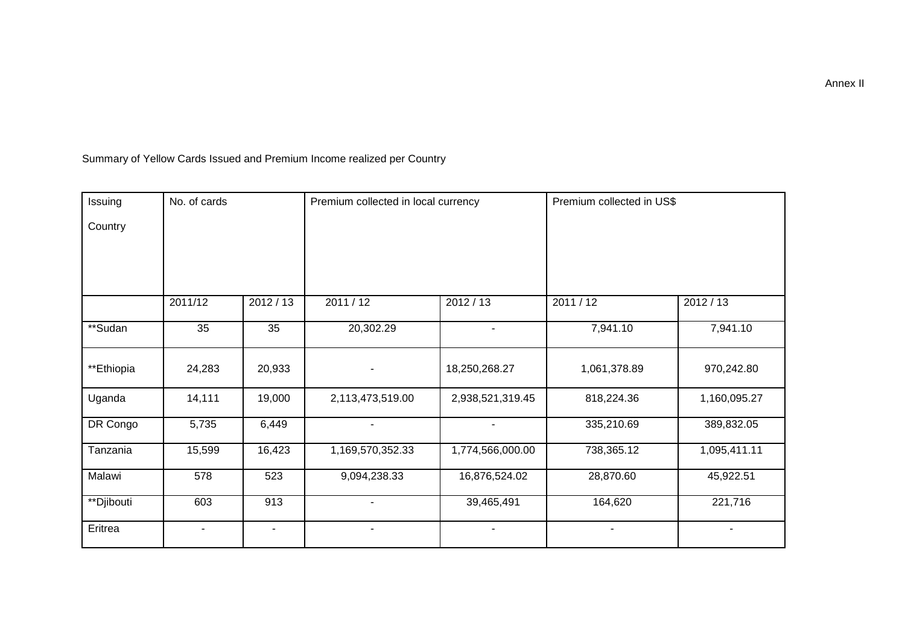Annex II

Summary of Yellow Cards Issued and Premium Income realized per Country

| Issuing Country | No. of cards | | Premium collected in local currency | | Premium collected in US$ | |
|---|---|---|---|---|---|---|
| | 2011/12 | 2012 / 13 | 2011 / 12 | 2012 / 13 | 2011 / 12 | 2012 / 13 |
| **Sudan | 35 | 35 | 20,302.29 | - | 7,941.10 | 7,941.10 |
| **Ethiopia | 24,283 | 20,933 | - | 18,250,268.27 | 1,061,378.89 | 970,242.80 |
| Uganda | 14,111 | 19,000 | 2,113,473,519.00 | 2,938,521,319.45 | 818,224.36 | 1,160,095.27 |
| DR Congo | 5,735 | 6,449 | - | - | 335,210.69 | 389,832.05 |
| Tanzania | 15,599 | 16,423 | 1,169,570,352.33 | 1,774,566,000.00 | 738,365.12 | 1,095,411.11 |
| Malawi | 578 | 523 | 9,094,238.33 | 16,876,524.02 | 28,870.60 | 45,922.51 |
| **Djibouti | 603 | 913 | - | 39,465,491 | 164,620 | 221,716 |
| Eritrea | - | - | - | - | - | - |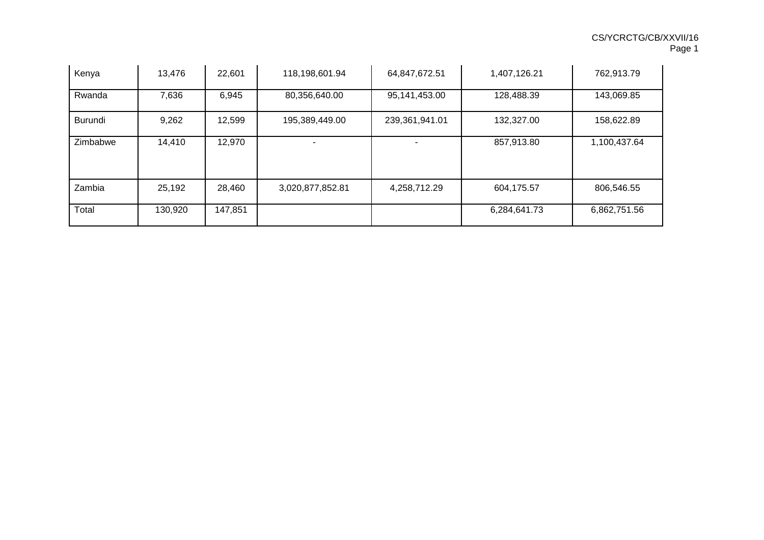| | | | | | | |
|---|---|---|---|---|---|---|
| Kenya | 13,476 | 22,601 | 118,198,601.94 | 64,847,672.51 | 1,407,126.21 | 762,913.79 |
| Rwanda | 7,636 | 6,945 | 80,356,640.00 | 95,141,453.00 | 128,488.39 | 143,069.85 |
| Burundi | 9,262 | 12,599 | 195,389,449.00 | 239,361,941.01 | 132,327.00 | 158,622.89 |
| Zimbabwe | 14,410 | 12,970 | - | - | 857,913.80 | 1,100,437.64 |
| Zambia | 25,192 | 28,460 | 3,020,877,852.81 | 4,258,712.29 | 604,175.57 | 806,546.55 |
| Total | 130,920 | 147,851 | | | 6,284,641.73 | 6,862,751.56 |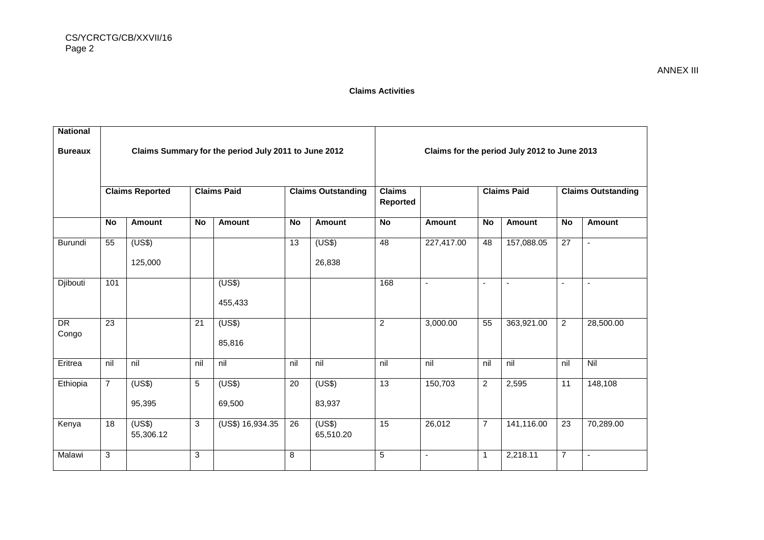ANNEX III

**Claims Activities**

| National Bureaux | Claims Summary for the period July 2011 to June 2012 | | | | | | Claims for the period July 2012 to June 2013 | | | | | |
|---|---|---|---|---|---|---|---|---|---|---|---|---|
| | Claims Reported | | Claims Paid | | Claims Outstanding | | Claims Reported | | Claims Paid | | Claims Outstanding | |
| | No | Amount | No | Amount | No | Amount | No | Amount | No | Amount | No | Amount |
| Burundi | 55 | (US$) 125,000 | | | 13 | (US$) 26,838 | 48 | 227,417.00 | 48 | 157,088.05 | 27 | - |
| Djibouti | 101 | | | (US$) 455,433 | | | 168 | - | - | - | - | - |
| DR Congo | 23 | | 21 | (US$) 85,816 | | | 2 | 3,000.00 | 55 | 363,921.00 | 2 | 28,500.00 |
| Eritrea | nil | nil | nil | nil | nil | nil | nil | nil | nil | nil | nil | Nil |
| Ethiopia | 7 | (US$) 95,395 | 5 | (US$) 69,500 | 20 | (US$) 83,937 | 13 | 150,703 | 2 | 2,595 | 11 | 148,108 |
| Kenya | 18 | (US$) 55,306.12 | 3 | (US$) 16,934.35 | 26 | (US$) 65,510.20 | 15 | 26,012 | 7 | 141,116.00 | 23 | 70,289.00 |
| Malawi | 3 | | 3 | | 8 | | 5 | - | 1 | 2,218.11 | 7 | - |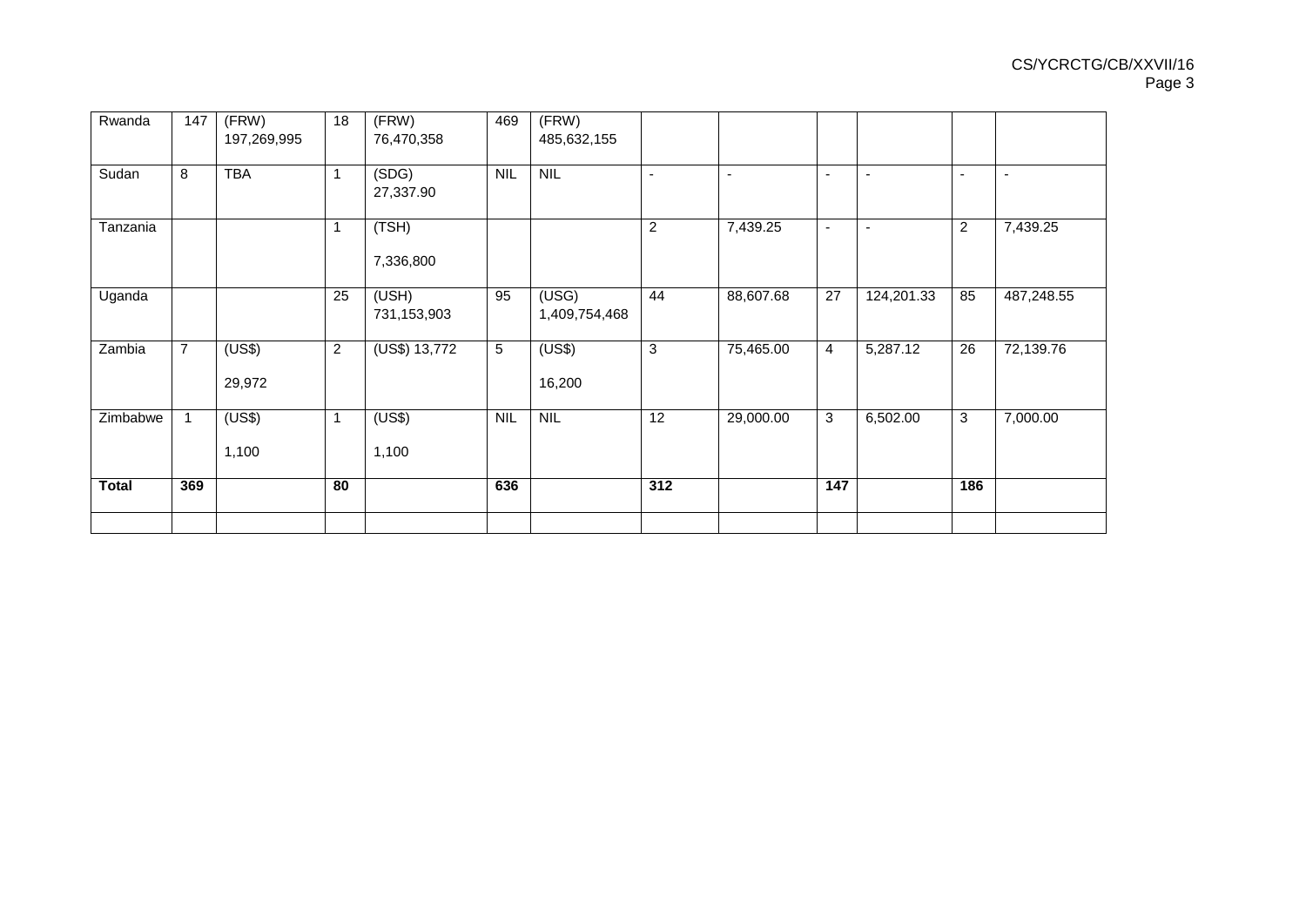| Rwanda | 147 | (FRW) 197,269,995 | 18 | (FRW) 76,470,358 | 469 | (FRW) 485,632,155 | | | | | | |
|---|---|---|---|---|---|---|---|---|---|---|---|---|
| Sudan | 8 | TBA | 1 | (SDG) 27,337.90 | NIL | NIL | - | - | - | - | - | - |
| Tanzania | | | 1 | (TSH) 7,336,800 | | | 2 | 7,439.25 | - | - | 2 | 7,439.25 |
| Uganda | | | 25 | (USH) 731,153,903 | 95 | (USG) 1,409,754,468 | 44 | 88,607.68 | 27 | 124,201.33 | 85 | 487,248.55 |
| Zambia | 7 | (US$) 29,972 | 2 | (US$) 13,772 | 5 | (US$) 16,200 | 3 | 75,465.00 | 4 | 5,287.12 | 26 | 72,139.76 |
| Zimbabwe | 1 | (US$) 1,100 | 1 | (US$) 1,100 | NIL | NIL | 12 | 29,000.00 | 3 | 6,502.00 | 3 | 7,000.00 |
| **Total** | **369** | | **80** | | **636** | | **312** | | **147** | | **186** | |
| | | | | | | | | | | | | |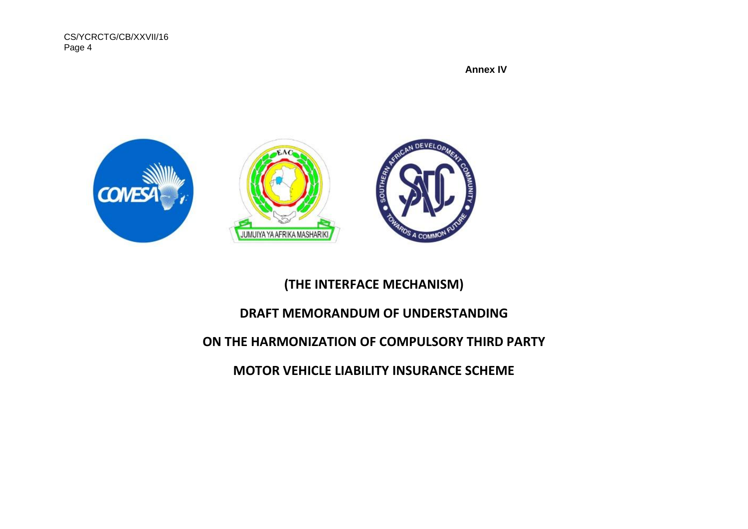Annex IV

# (THE INTERFACE MECHANISM)

# DRAFT MEMORANDUM OF UNDERSTANDING

# ON THE HARMONIZATION OF COMPULSORY THIRD PARTY

# MOTOR VEHICLE LIABILITY INSURANCE SCHEME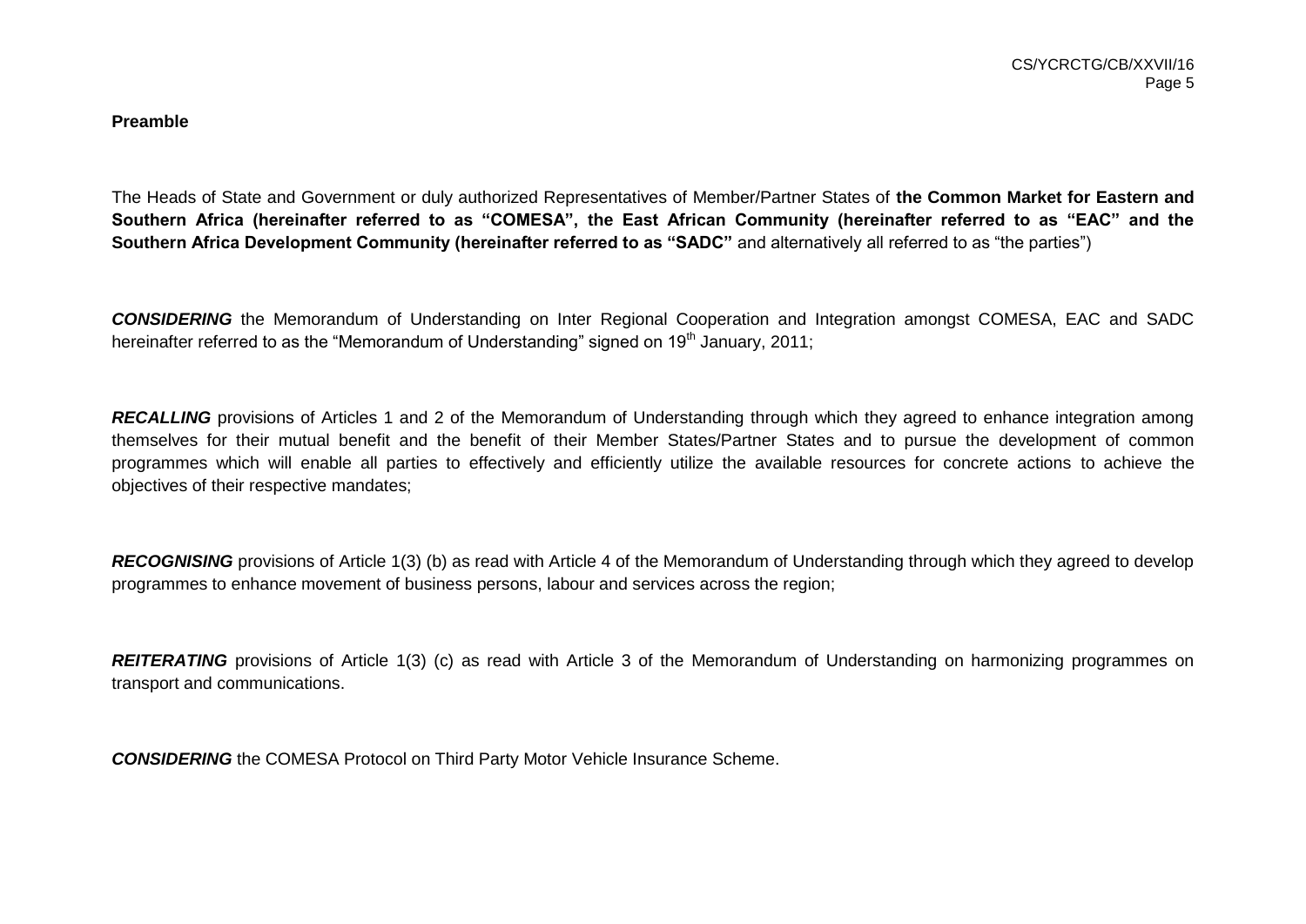**Preamble**

The Heads of State and Government or duly authorized Representatives of Member/Partner States of **the Common Market for Eastern and Southern Africa (hereinafter referred to as "COMESA", the East African Community (hereinafter referred to as "EAC" and the Southern Africa Development Community (hereinafter referred to as "SADC"** and alternatively all referred to as "the parties")

***CONSIDERING*** the Memorandum of Understanding on Inter Regional Cooperation and Integration amongst COMESA, EAC and SADC hereinafter referred to as the "Memorandum of Understanding" signed on 19th January, 2011;

***RECALLING*** provisions of Articles 1 and 2 of the Memorandum of Understanding through which they agreed to enhance integration among themselves for their mutual benefit and the benefit of their Member States/Partner States and to pursue the development of common programmes which will enable all parties to effectively and efficiently utilize the available resources for concrete actions to achieve the objectives of their respective mandates;

***RECOGNISING*** provisions of Article 1(3) (b) as read with Article 4 of the Memorandum of Understanding through which they agreed to develop programmes to enhance movement of business persons, labour and services across the region;

***REITERATING*** provisions of Article 1(3) (c) as read with Article 3 of the Memorandum of Understanding on harmonizing programmes on transport and communications.

***CONSIDERING*** the COMESA Protocol on Third Party Motor Vehicle Insurance Scheme.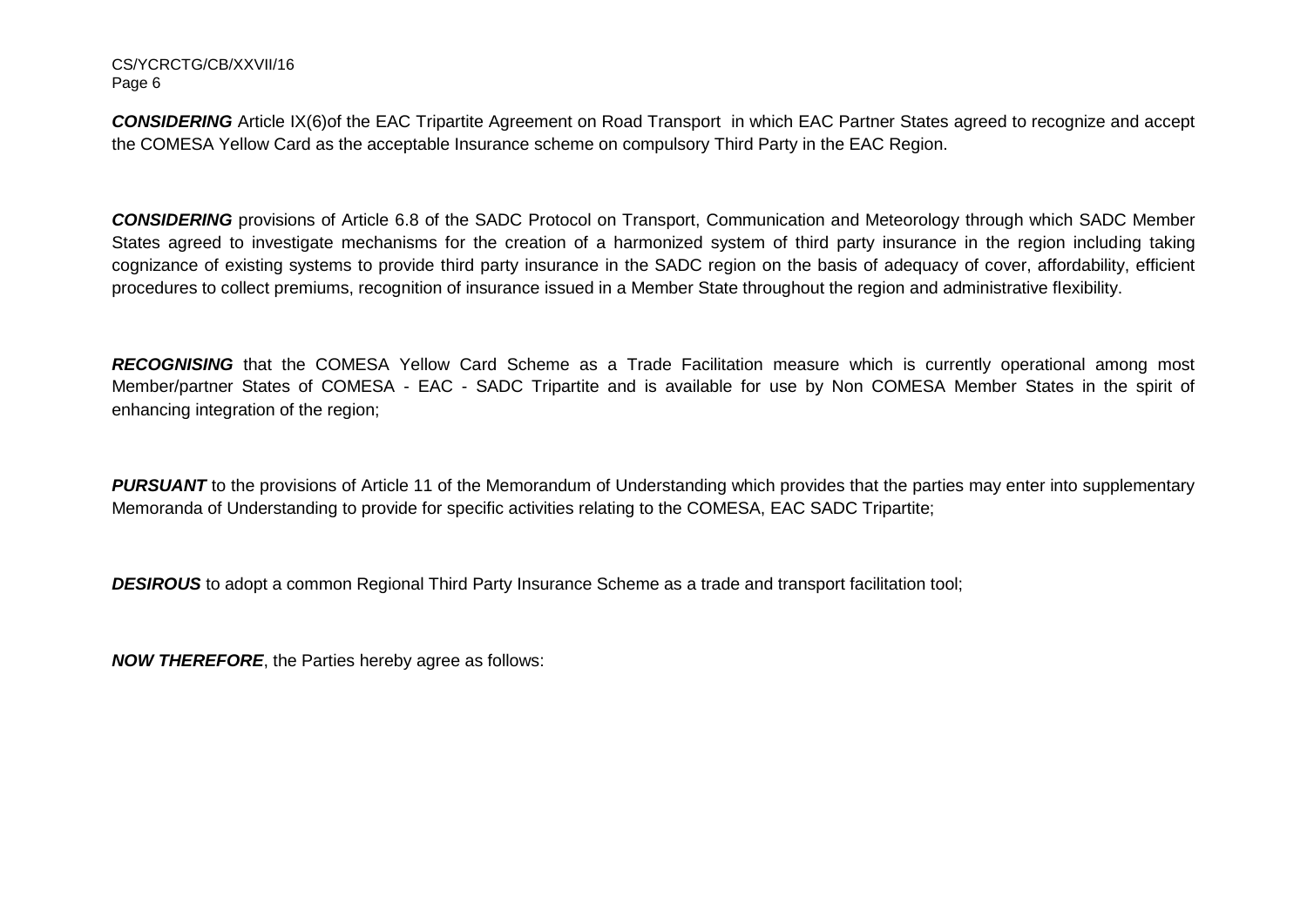***CONSIDERING*** Article IX(6)of the EAC Tripartite Agreement on Road Transport in which EAC Partner States agreed to recognize and accept the COMESA Yellow Card as the acceptable Insurance scheme on compulsory Third Party in the EAC Region.

***CONSIDERING*** provisions of Article 6.8 of the SADC Protocol on Transport, Communication and Meteorology through which SADC Member States agreed to investigate mechanisms for the creation of a harmonized system of third party insurance in the region including taking cognizance of existing systems to provide third party insurance in the SADC region on the basis of adequacy of cover, affordability, efficient procedures to collect premiums, recognition of insurance issued in a Member State throughout the region and administrative flexibility.

***RECOGNISING*** that the COMESA Yellow Card Scheme as a Trade Facilitation measure which is currently operational among most Member/partner States of COMESA - EAC - SADC Tripartite and is available for use by Non COMESA Member States in the spirit of enhancing integration of the region;

***PURSUANT*** to the provisions of Article 11 of the Memorandum of Understanding which provides that the parties may enter into supplementary Memoranda of Understanding to provide for specific activities relating to the COMESA, EAC SADC Tripartite;

***DESIROUS*** to adopt a common Regional Third Party Insurance Scheme as a trade and transport facilitation tool;

***NOW THEREFORE***, the Parties hereby agree as follows: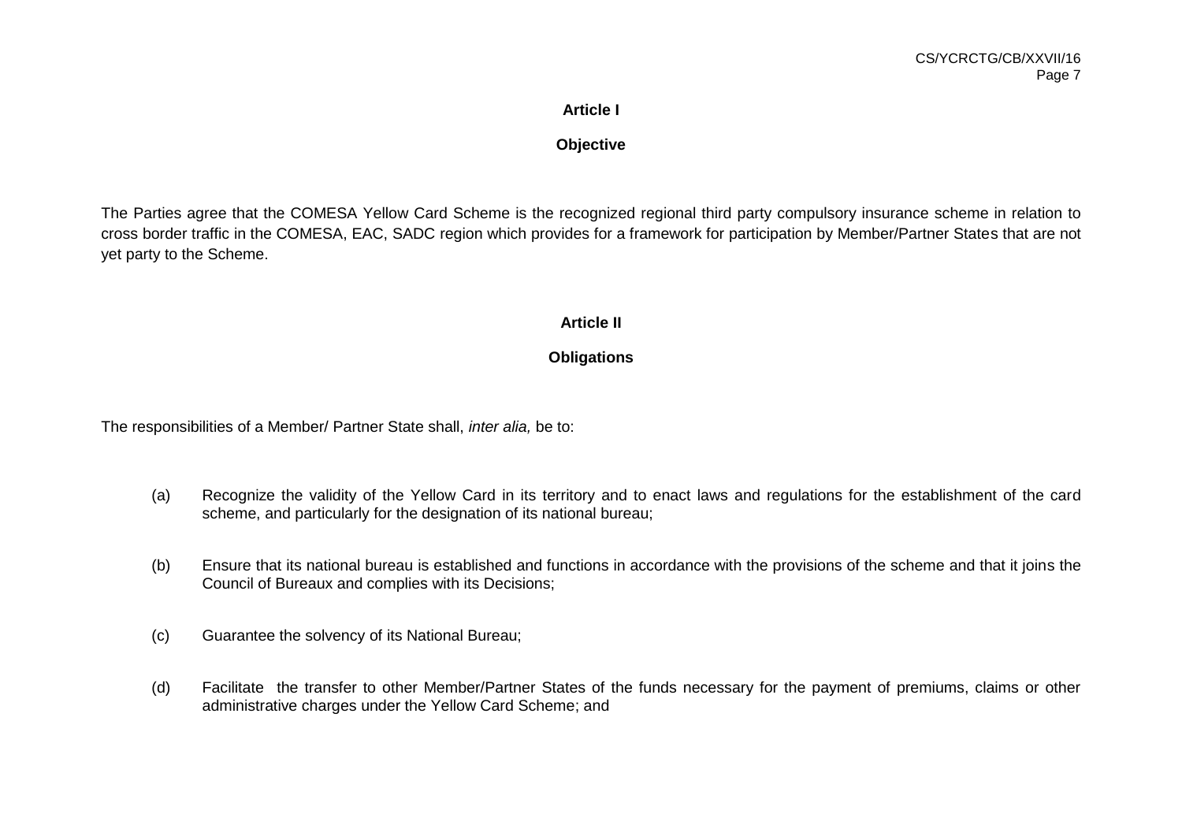## Article I

### Objective

The Parties agree that the COMESA Yellow Card Scheme is the recognized regional third party compulsory insurance scheme in relation to cross border traffic in the COMESA, EAC, SADC region which provides for a framework for participation by Member/Partner States that are not yet party to the Scheme.

## Article II

### Obligations

The responsibilities of a Member/ Partner State shall, *inter alia,* be to:

(a) Recognize the validity of the Yellow Card in its territory and to enact laws and regulations for the establishment of the card scheme, and particularly for the designation of its national bureau;

(b) Ensure that its national bureau is established and functions in accordance with the provisions of the scheme and that it joins the Council of Bureaux and complies with its Decisions;

(c) Guarantee the solvency of its National Bureau;

(d) Facilitate the transfer to other Member/Partner States of the funds necessary for the payment of premiums, claims or other administrative charges under the Yellow Card Scheme; and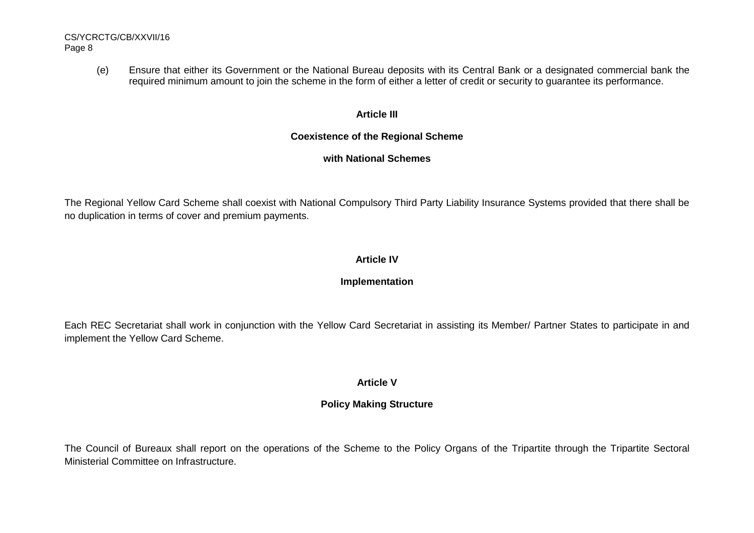(e) Ensure that either its Government or the National Bureau deposits with its Central Bank or a designated commercial bank the required minimum amount to join the scheme in the form of either a letter of credit or security to guarantee its performance.

**Article III**

**Coexistence of the Regional Scheme**

**with National Schemes**

The Regional Yellow Card Scheme shall coexist with National Compulsory Third Party Liability Insurance Systems provided that there shall be no duplication in terms of cover and premium payments.

**Article IV**

**Implementation**

Each REC Secretariat shall work in conjunction with the Yellow Card Secretariat in assisting its Member/ Partner States to participate in and implement the Yellow Card Scheme.

**Article V**

**Policy Making Structure**

The Council of Bureaux shall report on the operations of the Scheme to the Policy Organs of the Tripartite through the Tripartite Sectoral Ministerial Committee on Infrastructure.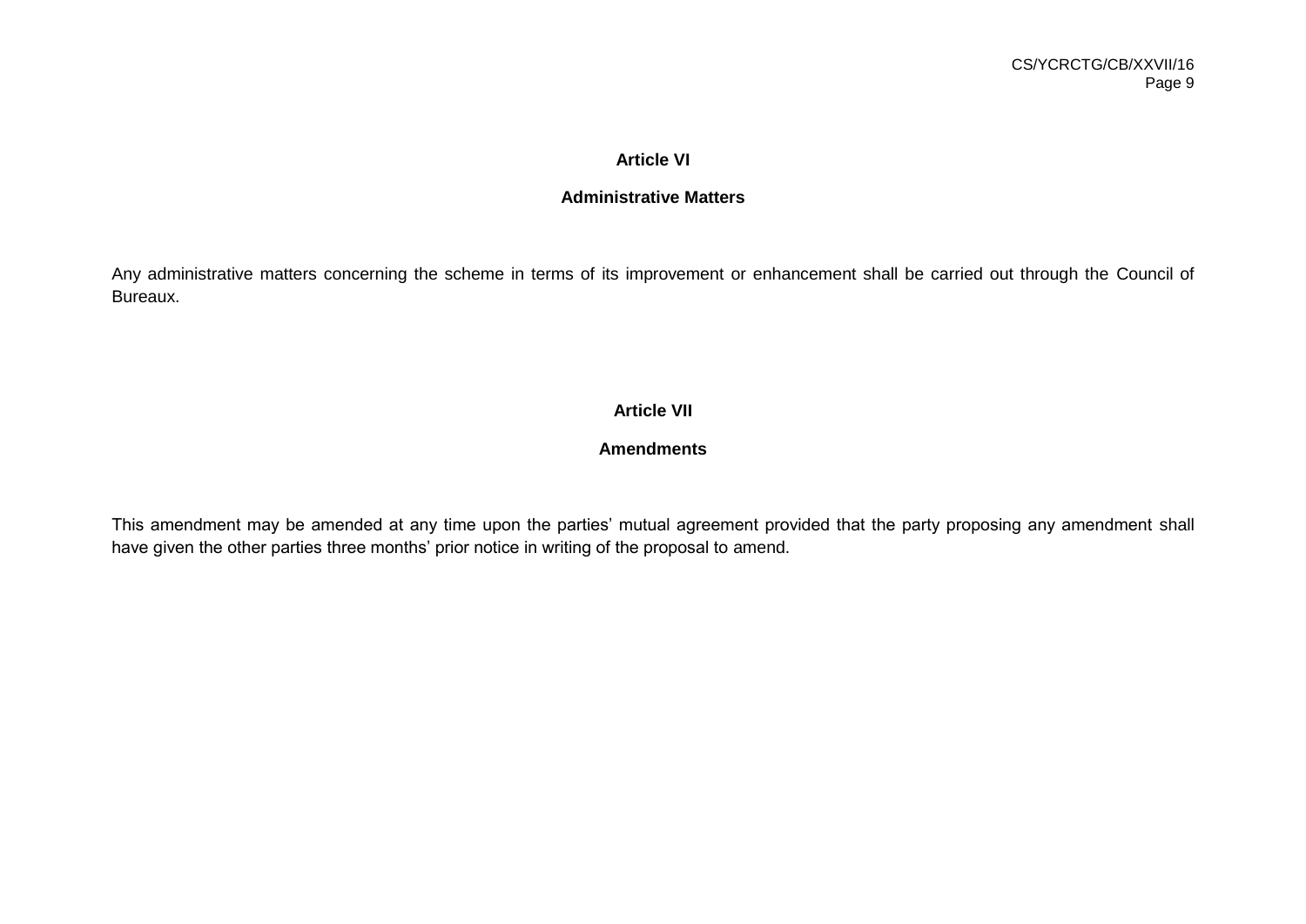### Article VI

### Administrative Matters

Any administrative matters concerning the scheme in terms of its improvement or enhancement shall be carried out through the Council of Bureaux.

### Article VII

### Amendments

This amendment may be amended at any time upon the parties' mutual agreement provided that the party proposing any amendment shall have given the other parties three months' prior notice in writing of the proposal to amend.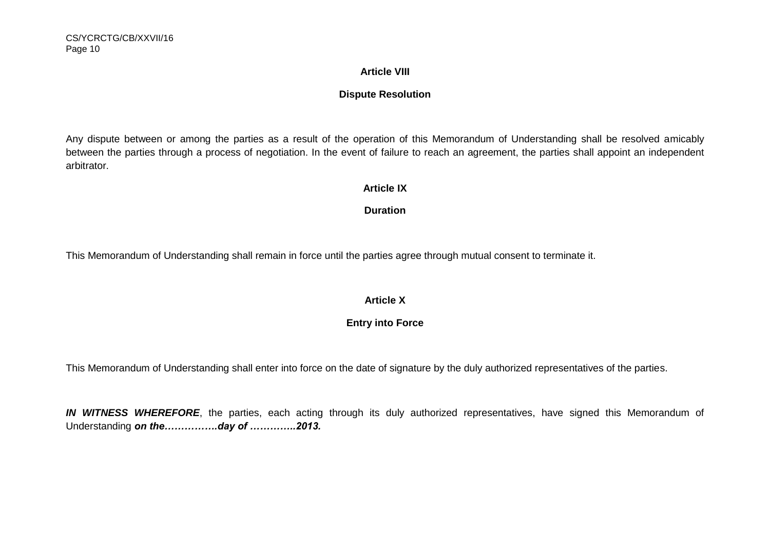**Article VIII**

**Dispute Resolution**

Any dispute between or among the parties as a result of the operation of this Memorandum of Understanding shall be resolved amicably between the parties through a process of negotiation. In the event of failure to reach an agreement, the parties shall appoint an independent arbitrator.

**Article IX**

**Duration**

This Memorandum of Understanding shall remain in force until the parties agree through mutual consent to terminate it.

**Article X**

**Entry into Force**

This Memorandum of Understanding shall enter into force on the date of signature by the duly authorized representatives of the parties.

***IN WITNESS WHEREFORE***, the parties, each acting through its duly authorized representatives, have signed this Memorandum of Understanding ***on the…………….day of …………..2013.***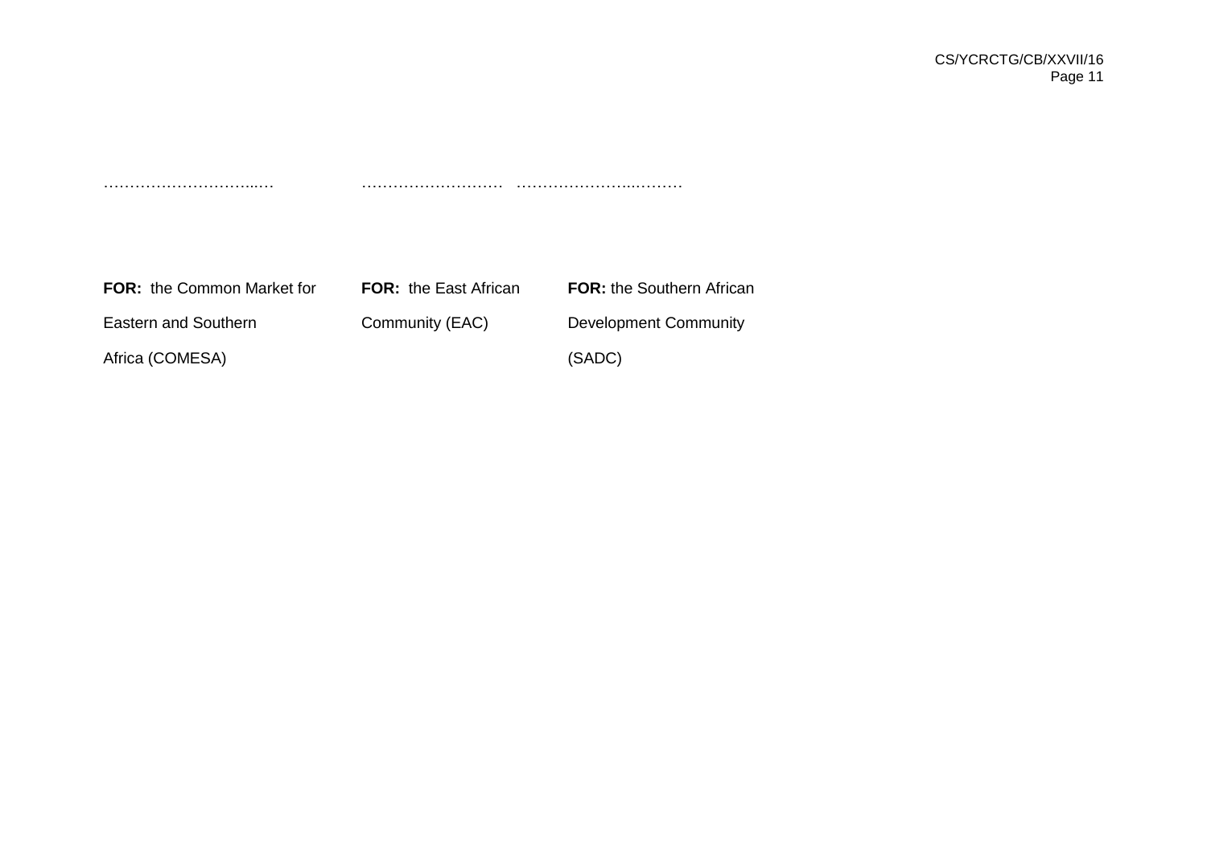| | | |
|---|---|---|
| …………………………..… | ……………………… | ……………………..……… |
| **FOR:** the Common Market for Eastern and Southern Africa (COMESA) | **FOR:** the East African Community (EAC) | **FOR:** the Southern African Development Community (SADC) |